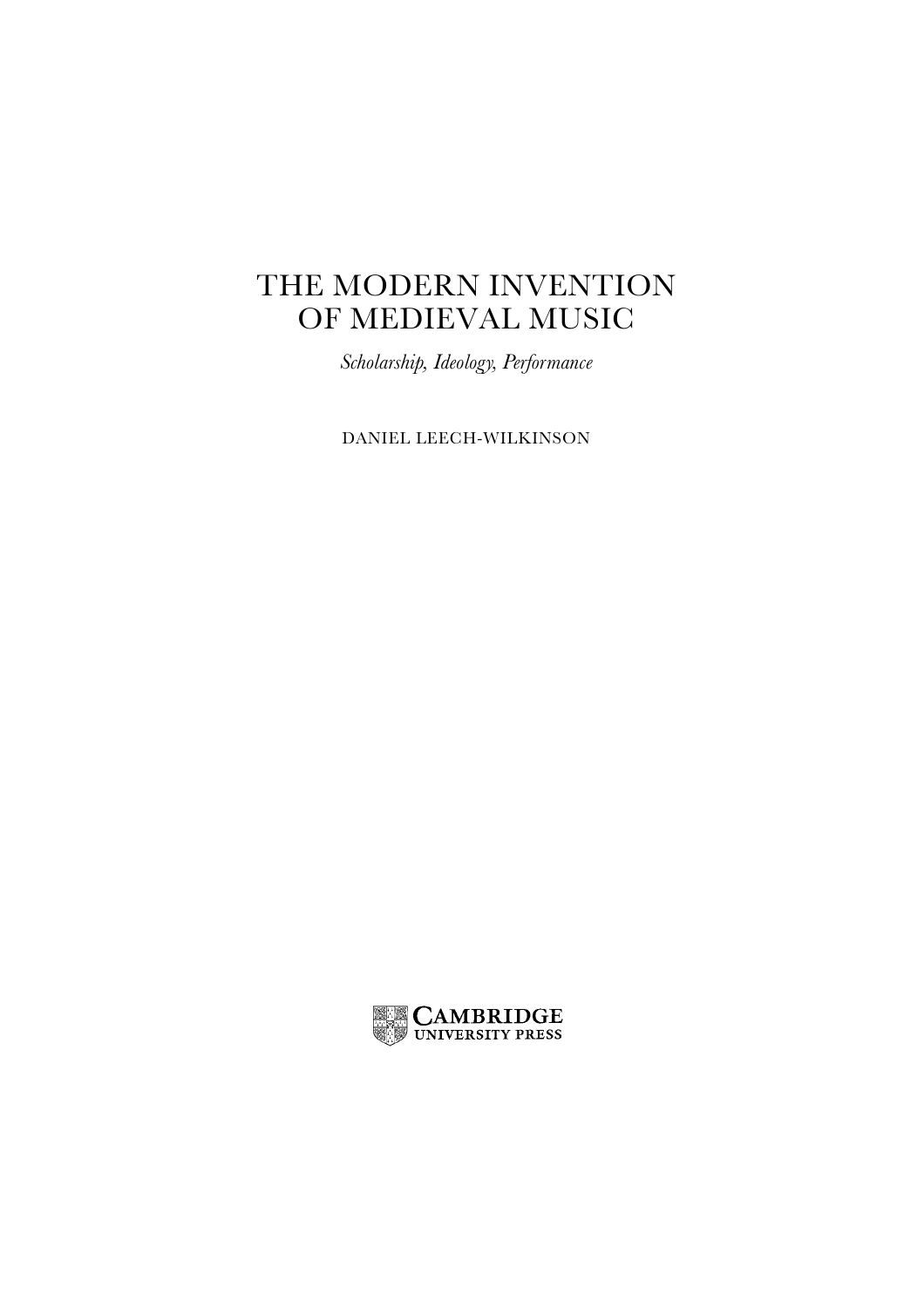# THE MODERN INVENTION OF MEDIEVAL MUSIC

*Scholarship, Ideology, Performance*

DANIEL LEECH-WILKINSON

CAMBRIDGE
UNIVERSITY PRESS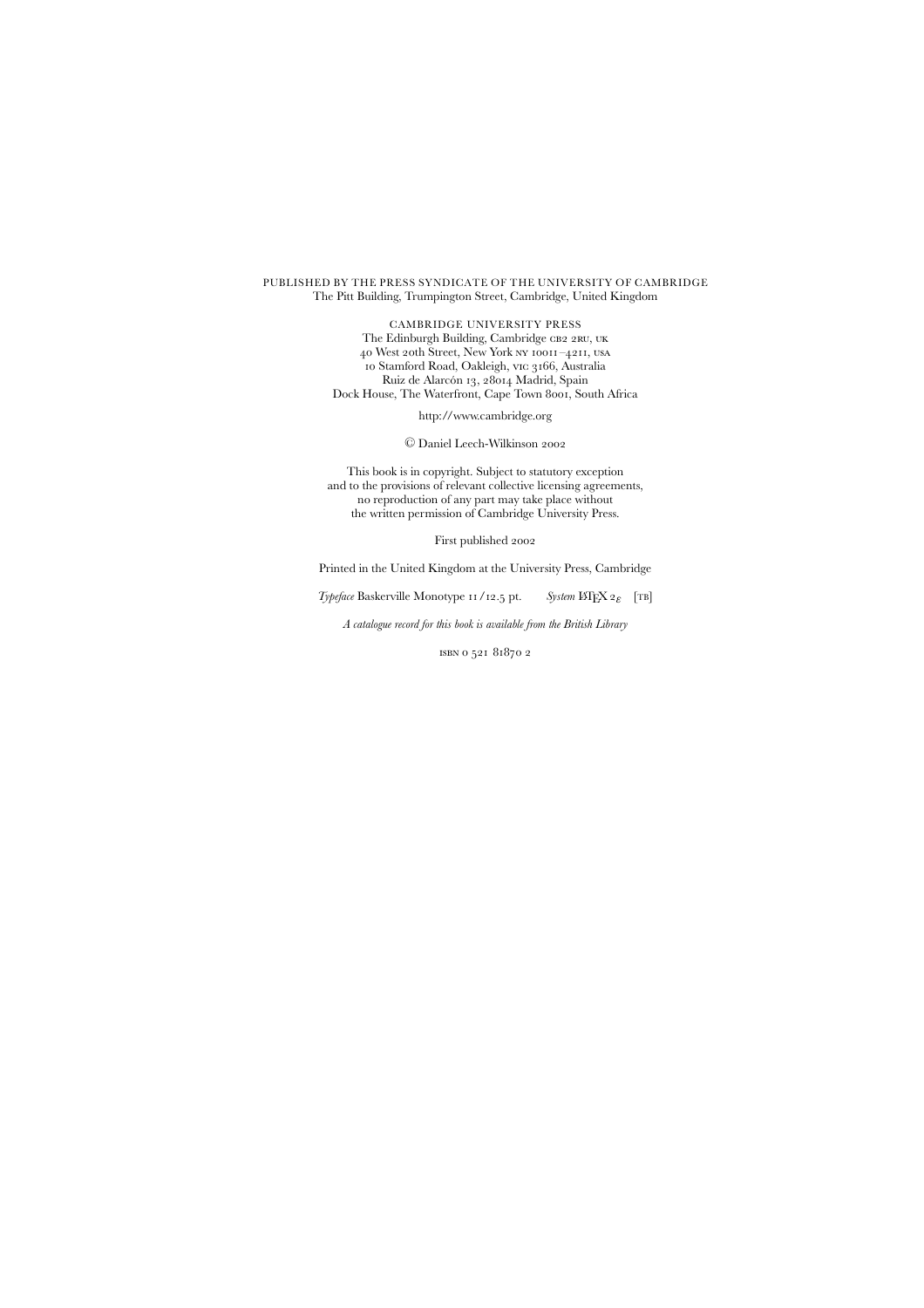PUBLISHED BY THE PRESS SYNDICATE OF THE UNIVERSITY OF CAMBRIDGE
The Pitt Building, Trumpington Street, Cambridge, United Kingdom

CAMBRIDGE UNIVERSITY PRESS
The Edinburgh Building, Cambridge CB2 2RU, UK
40 West 20th Street, New York NY 10011–4211, USA
10 Stamford Road, Oakleigh, VIC 3166, Australia
Ruiz de Alarcón 13, 28014 Madrid, Spain
Dock House, The Waterfront, Cape Town 8001, South Africa

http://www.cambridge.org

© Daniel Leech-Wilkinson 2002

This book is in copyright. Subject to statutory exception
and to the provisions of relevant collective licensing agreements,
no reproduction of any part may take place without
the written permission of Cambridge University Press.

First published 2002

Printed in the United Kingdom at the University Press, Cambridge

*Typeface* Baskerville Monotype 11/12.5 pt. *System* LaTeX $2_\varepsilon$ [TB]

*A catalogue record for this book is available from the British Library*

ISBN 0 521 81870 2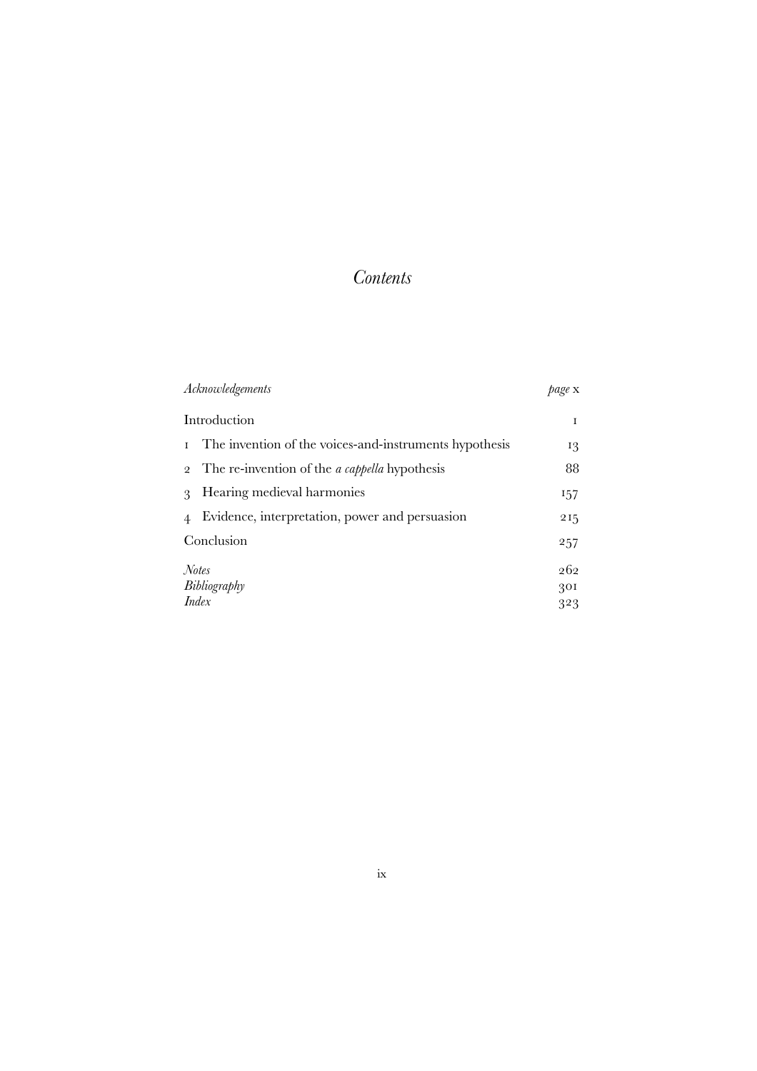# *Contents*

| | |
|---|---|
| *Acknowledgements* | *page* x |
| Introduction | 1 |
| 1 The invention of the voices-and-instruments hypothesis | 13 |
| 2 The re-invention of the *a cappella* hypothesis | 88 |
| 3 Hearing medieval harmonies | 157 |
| 4 Evidence, interpretation, power and persuasion | 215 |
| Conclusion | 257 |
| *Notes* | 262 |
| *Bibliography* | 301 |
| *Index* | 323 |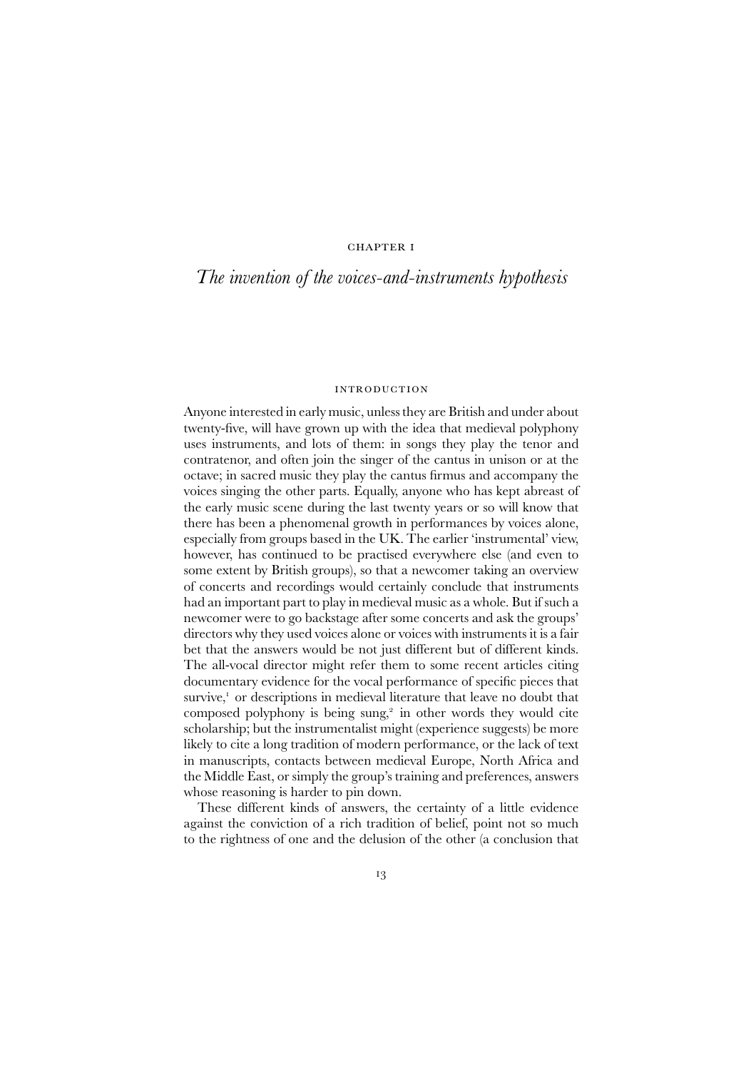CHAPTER I

# *The invention of the voices-and-instruments hypothesis*

## INTRODUCTION

Anyone interested in early music, unless they are British and under about twenty-five, will have grown up with the idea that medieval polyphony uses instruments, and lots of them: in songs they play the tenor and contratenor, and often join the singer of the cantus in unison or at the octave; in sacred music they play the cantus firmus and accompany the voices singing the other parts. Equally, anyone who has kept abreast of the early music scene during the last twenty years or so will know that there has been a phenomenal growth in performances by voices alone, especially from groups based in the UK. The earlier 'instrumental' view, however, has continued to be practised everywhere else (and even to some extent by British groups), so that a newcomer taking an overview of concerts and recordings would certainly conclude that instruments had an important part to play in medieval music as a whole. But if such a newcomer were to go backstage after some concerts and ask the groups' directors why they used voices alone or voices with instruments it is a fair bet that the answers would be not just different but of different kinds. The all-vocal director might refer them to some recent articles citing documentary evidence for the vocal performance of specific pieces that survive,[1] or descriptions in medieval literature that leave no doubt that composed polyphony is being sung,[2] in other words they would cite scholarship; but the instrumentalist might (experience suggests) be more likely to cite a long tradition of modern performance, or the lack of text in manuscripts, contacts between medieval Europe, North Africa and the Middle East, or simply the group's training and preferences, answers whose reasoning is harder to pin down.

These different kinds of answers, the certainty of a little evidence against the conviction of a rich tradition of belief, point not so much to the rightness of one and the delusion of the other (a conclusion that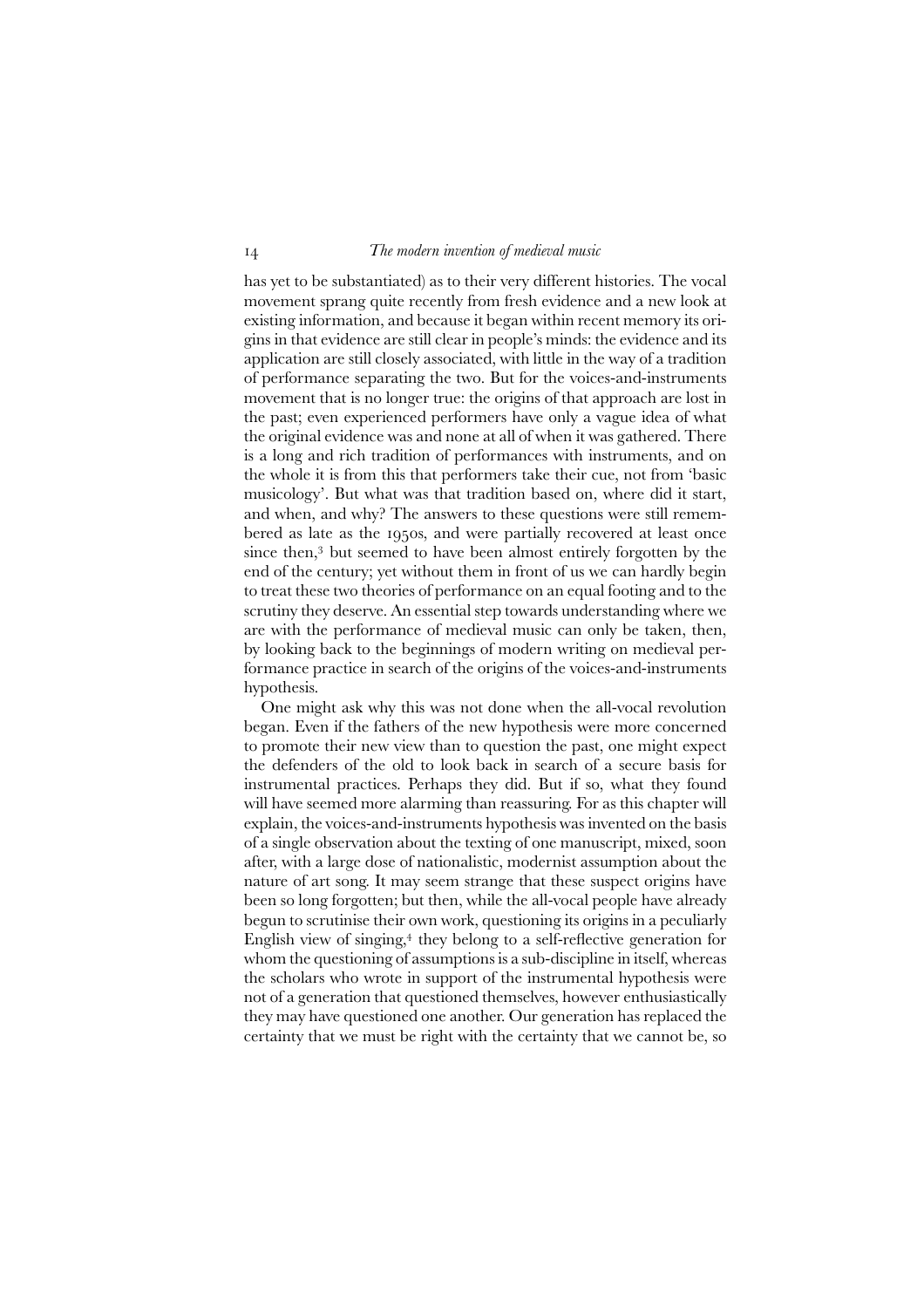has yet to be substantiated) as to their very different histories. The vocal movement sprang quite recently from fresh evidence and a new look at existing information, and because it began within recent memory its origins in that evidence are still clear in people's minds: the evidence and its application are still closely associated, with little in the way of a tradition of performance separating the two. But for the voices-and-instruments movement that is no longer true: the origins of that approach are lost in the past; even experienced performers have only a vague idea of what the original evidence was and none at all of when it was gathered. There is a long and rich tradition of performances with instruments, and on the whole it is from this that performers take their cue, not from 'basic musicology'. But what was that tradition based on, where did it start, and when, and why? The answers to these questions were still remembered as late as the 1950s, and were partially recovered at least once since then,[3] but seemed to have been almost entirely forgotten by the end of the century; yet without them in front of us we can hardly begin to treat these two theories of performance on an equal footing and to the scrutiny they deserve. An essential step towards understanding where we are with the performance of medieval music can only be taken, then, by looking back to the beginnings of modern writing on medieval performance practice in search of the origins of the voices-and-instruments hypothesis.

One might ask why this was not done when the all-vocal revolution began. Even if the fathers of the new hypothesis were more concerned to promote their new view than to question the past, one might expect the defenders of the old to look back in search of a secure basis for instrumental practices. Perhaps they did. But if so, what they found will have seemed more alarming than reassuring. For as this chapter will explain, the voices-and-instruments hypothesis was invented on the basis of a single observation about the texting of one manuscript, mixed, soon after, with a large dose of nationalistic, modernist assumption about the nature of art song. It may seem strange that these suspect origins have been so long forgotten; but then, while the all-vocal people have already begun to scrutinise their own work, questioning its origins in a peculiarly English view of singing,[4] they belong to a self-reflective generation for whom the questioning of assumptions is a sub-discipline in itself, whereas the scholars who wrote in support of the instrumental hypothesis were not of a generation that questioned themselves, however enthusiastically they may have questioned one another. Our generation has replaced the certainty that we must be right with the certainty that we cannot be, so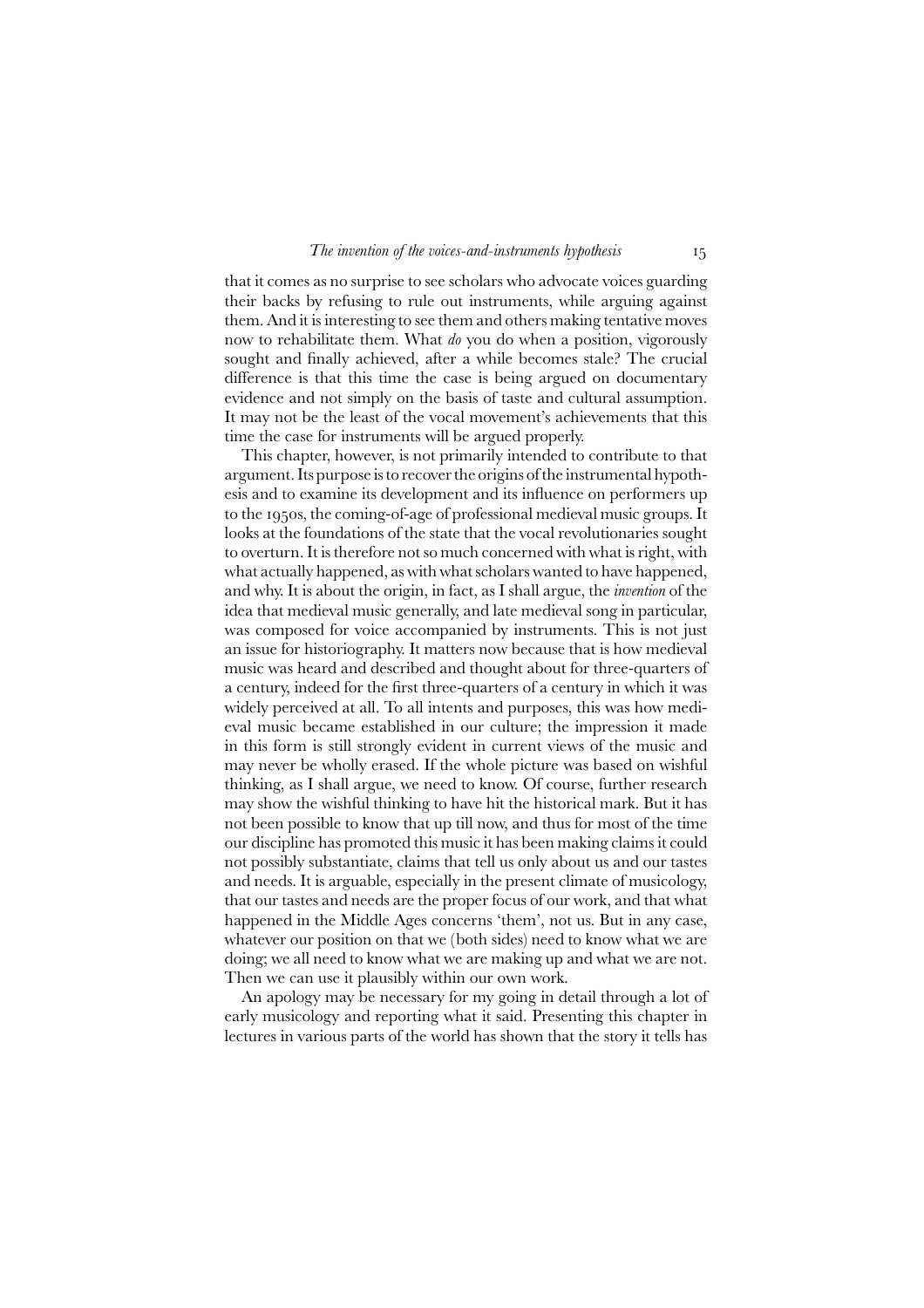that it comes as no surprise to see scholars who advocate voices guarding their backs by refusing to rule out instruments, while arguing against them. And it is interesting to see them and others making tentative moves now to rehabilitate them. What *do* you do when a position, vigorously sought and finally achieved, after a while becomes stale? The crucial difference is that this time the case is being argued on documentary evidence and not simply on the basis of taste and cultural assumption. It may not be the least of the vocal movement's achievements that this time the case for instruments will be argued properly.

This chapter, however, is not primarily intended to contribute to that argument. Its purpose is to recover the origins of the instrumental hypothesis and to examine its development and its influence on performers up to the 1950s, the coming-of-age of professional medieval music groups. It looks at the foundations of the state that the vocal revolutionaries sought to overturn. It is therefore not so much concerned with what is right, with what actually happened, as with what scholars wanted to have happened, and why. It is about the origin, in fact, as I shall argue, the *invention* of the idea that medieval music generally, and late medieval song in particular, was composed for voice accompanied by instruments. This is not just an issue for historiography. It matters now because that is how medieval music was heard and described and thought about for three-quarters of a century, indeed for the first three-quarters of a century in which it was widely perceived at all. To all intents and purposes, this was how medieval music became established in our culture; the impression it made in this form is still strongly evident in current views of the music and may never be wholly erased. If the whole picture was based on wishful thinking, as I shall argue, we need to know. Of course, further research may show the wishful thinking to have hit the historical mark. But it has not been possible to know that up till now, and thus for most of the time our discipline has promoted this music it has been making claims it could not possibly substantiate, claims that tell us only about us and our tastes and needs. It is arguable, especially in the present climate of musicology, that our tastes and needs are the proper focus of our work, and that what happened in the Middle Ages concerns 'them', not us. But in any case, whatever our position on that we (both sides) need to know what we are doing; we all need to know what we are making up and what we are not. Then we can use it plausibly within our own work.

An apology may be necessary for my going in detail through a lot of early musicology and reporting what it said. Presenting this chapter in lectures in various parts of the world has shown that the story it tells has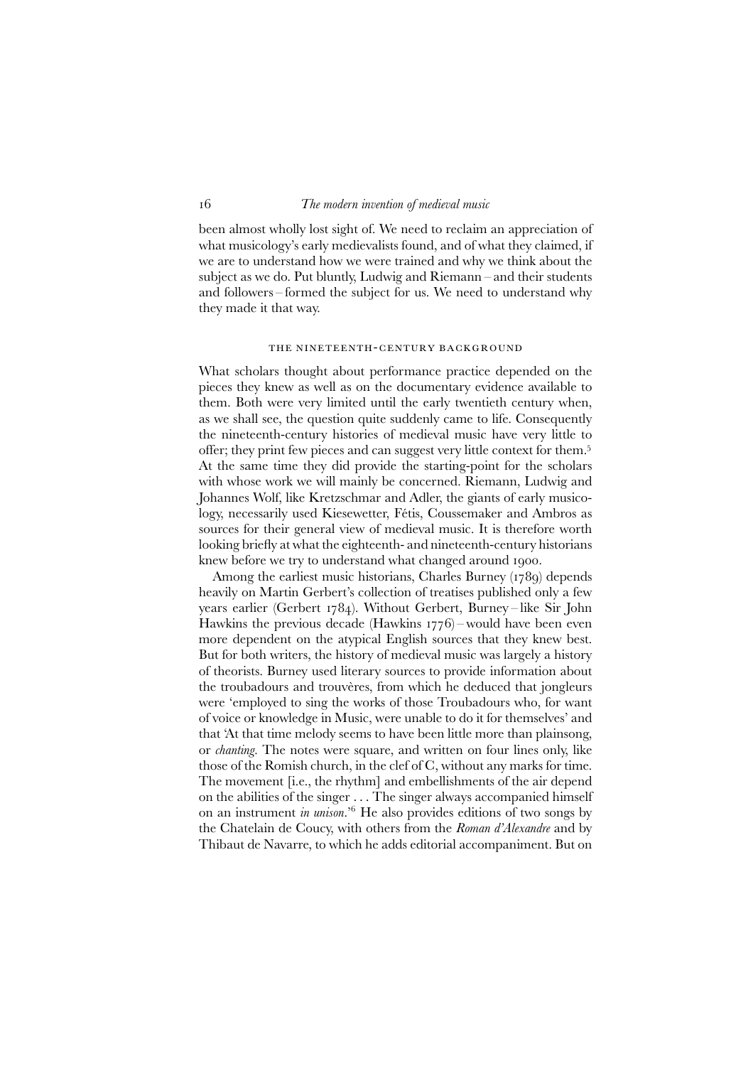been almost wholly lost sight of. We need to reclaim an appreciation of what musicology's early medievalists found, and of what they claimed, if we are to understand how we were trained and why we think about the subject as we do. Put bluntly, Ludwig and Riemann – and their students and followers – formed the subject for us. We need to understand why they made it that way.

## THE NINETEENTH-CENTURY BACKGROUND

What scholars thought about performance practice depended on the pieces they knew as well as on the documentary evidence available to them. Both were very limited until the early twentieth century when, as we shall see, the question quite suddenly came to life. Consequently the nineteenth-century histories of medieval music have very little to offer; they print few pieces and can suggest very little context for them.[5] At the same time they did provide the starting-point for the scholars with whose work we will mainly be concerned. Riemann, Ludwig and Johannes Wolf, like Kretzschmar and Adler, the giants of early musicology, necessarily used Kiesewetter, Fétis, Coussemaker and Ambros as sources for their general view of medieval music. It is therefore worth looking briefly at what the eighteenth- and nineteenth-century historians knew before we try to understand what changed around 1900.

Among the earliest music historians, Charles Burney (1789) depends heavily on Martin Gerbert's collection of treatises published only a few years earlier (Gerbert 1784). Without Gerbert, Burney – like Sir John Hawkins the previous decade (Hawkins 1776) – would have been even more dependent on the atypical English sources that they knew best. But for both writers, the history of medieval music was largely a history of theorists. Burney used literary sources to provide information about the troubadours and trouvères, from which he deduced that jongleurs were 'employed to sing the works of those Troubadours who, for want of voice or knowledge in Music, were unable to do it for themselves' and that 'At that time melody seems to have been little more than plainsong, or *chanting*. The notes were square, and written on four lines only, like those of the Romish church, in the clef of C, without any marks for time. The movement [i.e., the rhythm] and embellishments of the air depend on the abilities of the singer . . . The singer always accompanied himself on an instrument *in unison*.'[6] He also provides editions of two songs by the Chatelain de Coucy, with others from the *Roman d'Alexandre* and by Thibaut de Navarre, to which he adds editorial accompaniment. But on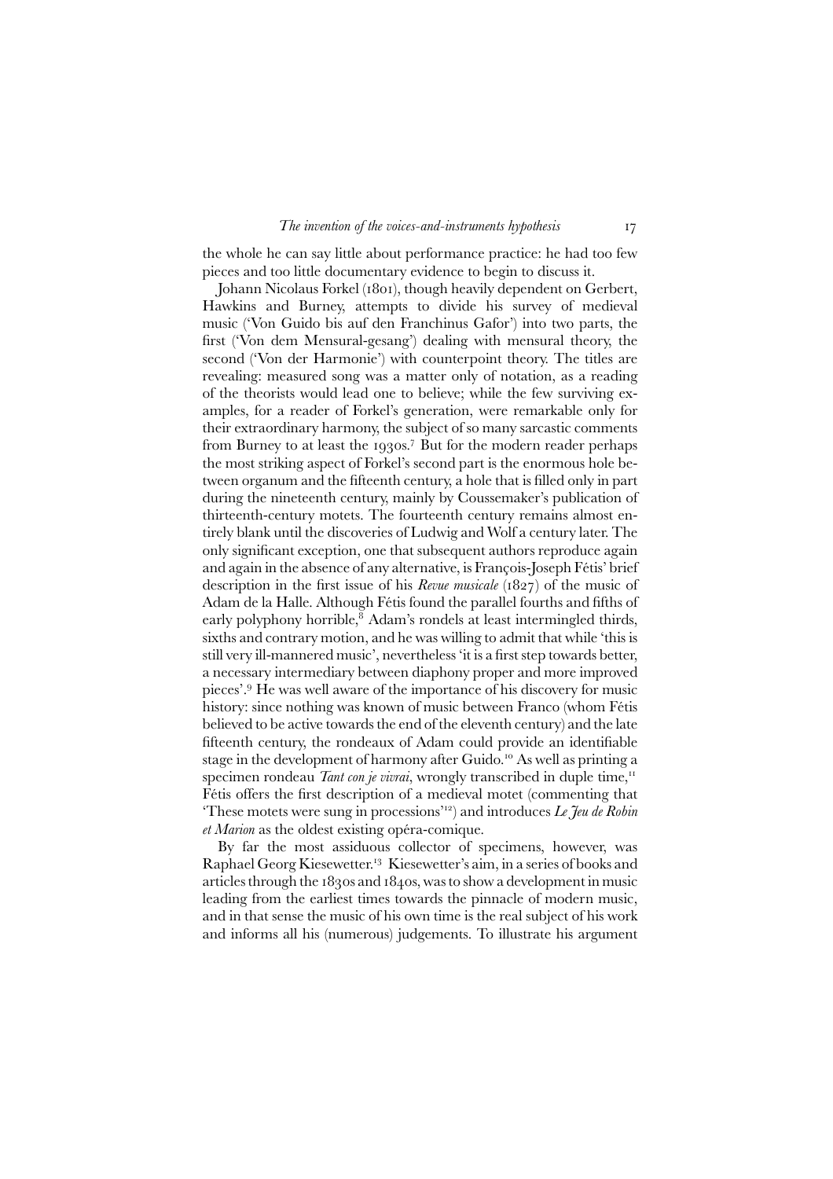the whole he can say little about performance practice: he had too few pieces and too little documentary evidence to begin to discuss it.

Johann Nicolaus Forkel (1801), though heavily dependent on Gerbert, Hawkins and Burney, attempts to divide his survey of medieval music ('Von Guido bis auf den Franchinus Gafor') into two parts, the first ('Von dem Mensural-gesang') dealing with mensural theory, the second ('Von der Harmonie') with counterpoint theory. The titles are revealing: measured song was a matter only of notation, as a reading of the theorists would lead one to believe; while the few surviving examples, for a reader of Forkel's generation, were remarkable only for their extraordinary harmony, the subject of so many sarcastic comments from Burney to at least the 1930s.[7] But for the modern reader perhaps the most striking aspect of Forkel's second part is the enormous hole between organum and the fifteenth century, a hole that is filled only in part during the nineteenth century, mainly by Coussemaker's publication of thirteenth-century motets. The fourteenth century remains almost entirely blank until the discoveries of Ludwig and Wolf a century later. The only significant exception, one that subsequent authors reproduce again and again in the absence of any alternative, is François-Joseph Fétis' brief description in the first issue of his *Revue musicale* (1827) of the music of Adam de la Halle. Although Fétis found the parallel fourths and fifths of early polyphony horrible,[8] Adam's rondels at least intermingled thirds, sixths and contrary motion, and he was willing to admit that while 'this is still very ill-mannered music', nevertheless 'it is a first step towards better, a necessary intermediary between diaphony proper and more improved pieces'.[9] He was well aware of the importance of his discovery for music history: since nothing was known of music between Franco (whom Fétis believed to be active towards the end of the eleventh century) and the late fifteenth century, the rondeaux of Adam could provide an identifiable stage in the development of harmony after Guido.[10] As well as printing a specimen rondeau *Tant con je vivrai*, wrongly transcribed in duple time,[11] Fétis offers the first description of a medieval motet (commenting that 'These motets were sung in processions'[12]) and introduces *Le Jeu de Robin et Marion* as the oldest existing opéra-comique.

By far the most assiduous collector of specimens, however, was Raphael Georg Kiesewetter.[13] Kiesewetter's aim, in a series of books and articles through the 1830s and 1840s, was to show a development in music leading from the earliest times towards the pinnacle of modern music, and in that sense the music of his own time is the real subject of his work and informs all his (numerous) judgements. To illustrate his argument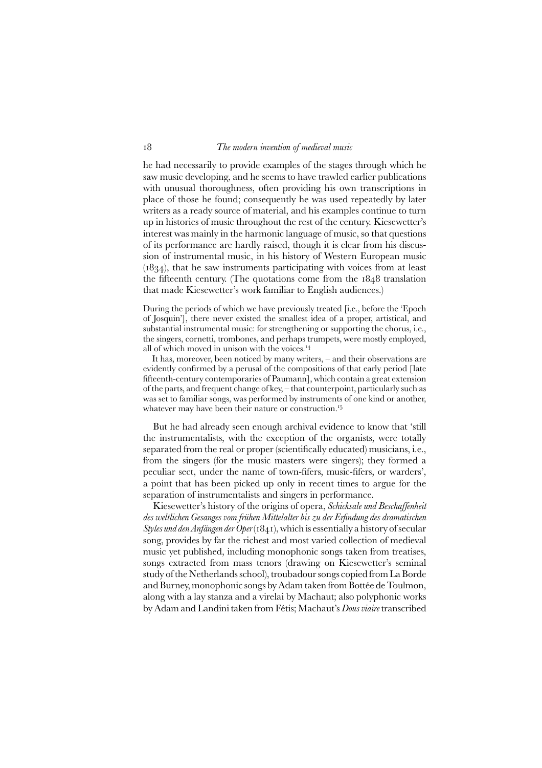he had necessarily to provide examples of the stages through which he saw music developing, and he seems to have trawled earlier publications with unusual thoroughness, often providing his own transcriptions in place of those he found; consequently he was used repeatedly by later writers as a ready source of material, and his examples continue to turn up in histories of music throughout the rest of the century. Kiesewetter's interest was mainly in the harmonic language of music, so that questions of its performance are hardly raised, though it is clear from his discussion of instrumental music, in his history of Western European music (1834), that he saw instruments participating with voices from at least the fifteenth century. (The quotations come from the 1848 translation that made Kiesewetter's work familiar to English audiences.)

> During the periods of which we have previously treated [i.e., before the 'Epoch of Josquin'], there never existed the smallest idea of a proper, artistical, and substantial instrumental music: for strengthening or supporting the chorus, i.e., the singers, cornetti, trombones, and perhaps trumpets, were mostly employed, all of which moved in unison with the voices.[14]
>
> It has, moreover, been noticed by many writers, – and their observations are evidently confirmed by a perusal of the compositions of that early period [late fifteenth-century contemporaries of Paumann], which contain a great extension of the parts, and frequent change of key, – that counterpoint, particularly such as was set to familiar songs, was performed by instruments of one kind or another, whatever may have been their nature or construction.[15]

But he had already seen enough archival evidence to know that 'still the instrumentalists, with the exception of the organists, were totally separated from the real or proper (scientifically educated) musicians, i.e., from the singers (for the music masters were singers); they formed a peculiar sect, under the name of town-fifers, music-fifers, or warders', a point that has been picked up only in recent times to argue for the separation of instrumentalists and singers in performance.

Kiesewetter's history of the origins of opera, *Schicksale und Beschaffenheit des weltlichen Gesanges vom frühen Mittelalter bis zu der Erfindung des dramatischen Styles und den Anfängen der Oper* (1841), which is essentially a history of secular song, provides by far the richest and most varied collection of medieval music yet published, including monophonic songs taken from treatises, songs extracted from mass tenors (drawing on Kiesewetter's seminal study of the Netherlands school), troubadour songs copied from La Borde and Burney, monophonic songs by Adam taken from Bottée de Toulmon, along with a lay stanza and a virelai by Machaut; also polyphonic works by Adam and Landini taken from Fétis; Machaut's *Dous viaire* transcribed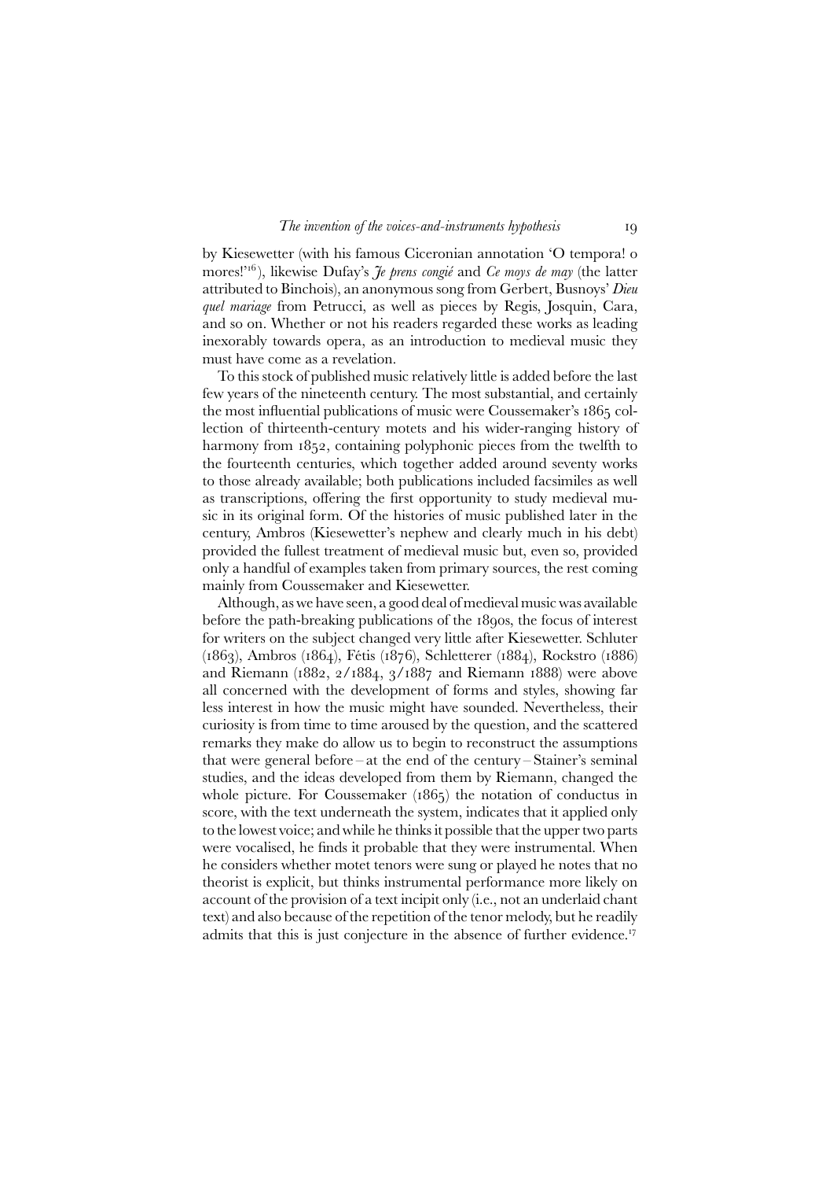by Kiesewetter (with his famous Ciceronian annotation 'O tempora! o mores!'[16]), likewise Dufay's *Je prens congié* and *Ce moys de may* (the latter attributed to Binchois), an anonymous song from Gerbert, Busnoys' *Dieu quel mariage* from Petrucci, as well as pieces by Regis, Josquin, Cara, and so on. Whether or not his readers regarded these works as leading inexorably towards opera, as an introduction to medieval music they must have come as a revelation.

To this stock of published music relatively little is added before the last few years of the nineteenth century. The most substantial, and certainly the most influential publications of music were Coussemaker's 1865 collection of thirteenth-century motets and his wider-ranging history of harmony from 1852, containing polyphonic pieces from the twelfth to the fourteenth centuries, which together added around seventy works to those already available; both publications included facsimiles as well as transcriptions, offering the first opportunity to study medieval music in its original form. Of the histories of music published later in the century, Ambros (Kiesewetter's nephew and clearly much in his debt) provided the fullest treatment of medieval music but, even so, provided only a handful of examples taken from primary sources, the rest coming mainly from Coussemaker and Kiesewetter.

Although, as we have seen, a good deal of medieval music was available before the path-breaking publications of the 1890s, the focus of interest for writers on the subject changed very little after Kiesewetter. Schluter (1863), Ambros (1864), Fétis (1876), Schletterer (1884), Rockstro (1886) and Riemann (1882, 2/1884, 3/1887 and Riemann 1888) were above all concerned with the development of forms and styles, showing far less interest in how the music might have sounded. Nevertheless, their curiosity is from time to time aroused by the question, and the scattered remarks they make do allow us to begin to reconstruct the assumptions that were general before – at the end of the century – Stainer's seminal studies, and the ideas developed from them by Riemann, changed the whole picture. For Coussemaker (1865) the notation of conductus in score, with the text underneath the system, indicates that it applied only to the lowest voice; and while he thinks it possible that the upper two parts were vocalised, he finds it probable that they were instrumental. When he considers whether motet tenors were sung or played he notes that no theorist is explicit, but thinks instrumental performance more likely on account of the provision of a text incipit only (i.e., not an underlaid chant text) and also because of the repetition of the tenor melody, but he readily admits that this is just conjecture in the absence of further evidence.[17]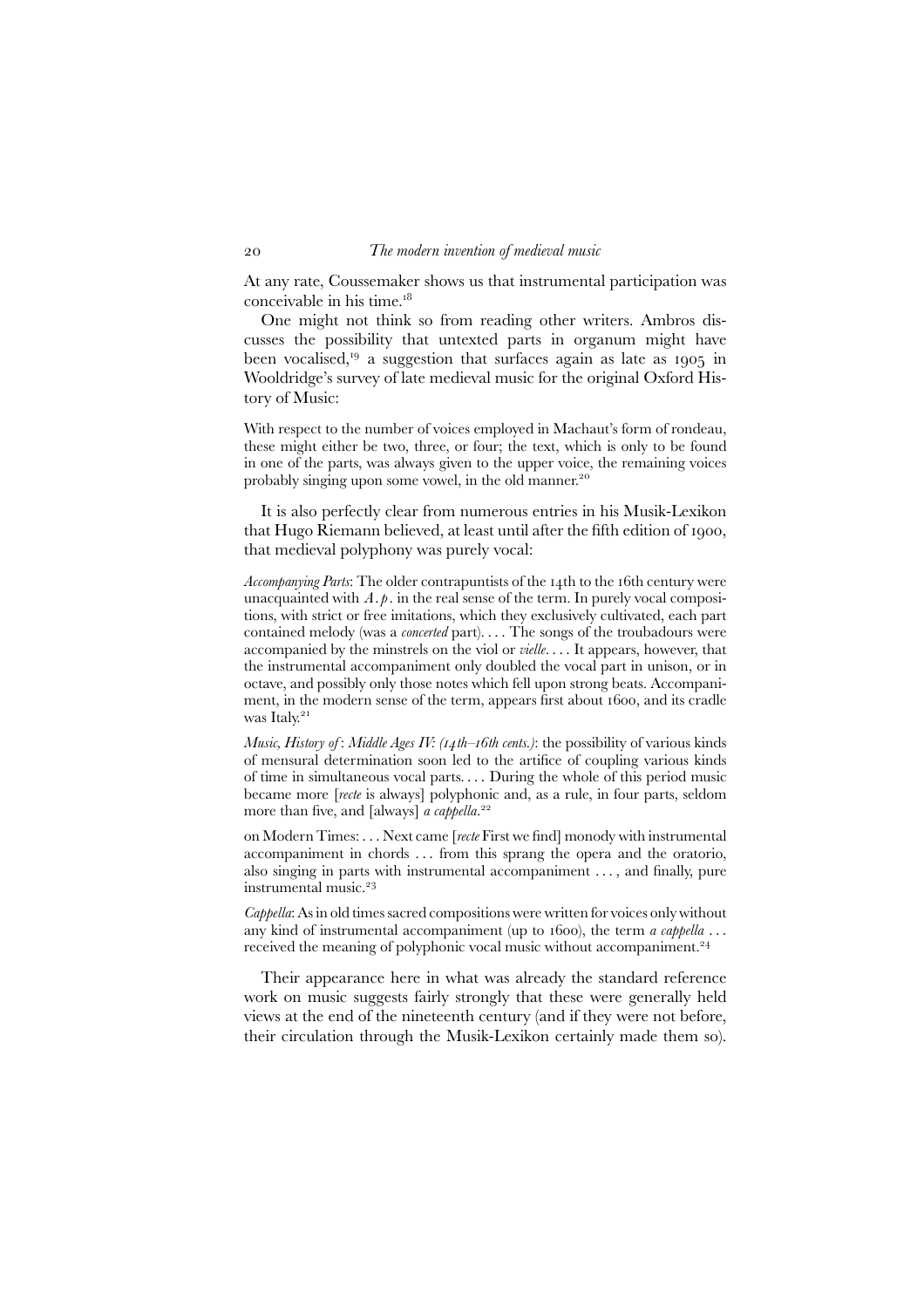At any rate, Coussemaker shows us that instrumental participation was conceivable in his time.[18]

One might not think so from reading other writers. Ambros discusses the possibility that untexted parts in organum might have been vocalised,[19] a suggestion that surfaces again as late as 1905 in Wooldridge's survey of late medieval music for the original Oxford History of Music:

> With respect to the number of voices employed in Machaut's form of rondeau, these might either be two, three, or four; the text, which is only to be found in one of the parts, was always given to the upper voice, the remaining voices probably singing upon some vowel, in the old manner.[20]

It is also perfectly clear from numerous entries in his Musik-Lexikon that Hugo Riemann believed, at least until after the fifth edition of 1900, that medieval polyphony was purely vocal:

> *Accompanying Parts*: The older contrapuntists of the 14th to the 16th century were unacquainted with *A.p.* in the real sense of the term. In purely vocal compositions, with strict or free imitations, which they exclusively cultivated, each part contained melody (was a *concerted* part). . . . The songs of the troubadours were accompanied by the minstrels on the viol or *vielle*. . . . It appears, however, that the instrumental accompaniment only doubled the vocal part in unison, or in octave, and possibly only those notes which fell upon strong beats. Accompaniment, in the modern sense of the term, appears first about 1600, and its cradle was Italy.[21]

> *Music, History of*: *Middle Ages IV: (14th–16th cents.)*: the possibility of various kinds of mensural determination soon led to the artifice of coupling various kinds of time in simultaneous vocal parts. . . . During the whole of this period music became more [*recte* is always] polyphonic and, as a rule, in four parts, seldom more than five, and [always] *a cappella*.[22]

> on Modern Times: . . . Next came [*recte* First we find] monody with instrumental accompaniment in chords . . . from this sprang the opera and the oratorio, also singing in parts with instrumental accompaniment . . . , and finally, pure instrumental music.[23]

> *Cappella*: As in old times sacred compositions were written for voices only without any kind of instrumental accompaniment (up to 1600), the term *a cappella* . . . received the meaning of polyphonic vocal music without accompaniment.[24]

Their appearance here in what was already the standard reference work on music suggests fairly strongly that these were generally held views at the end of the nineteenth century (and if they were not before, their circulation through the Musik-Lexikon certainly made them so).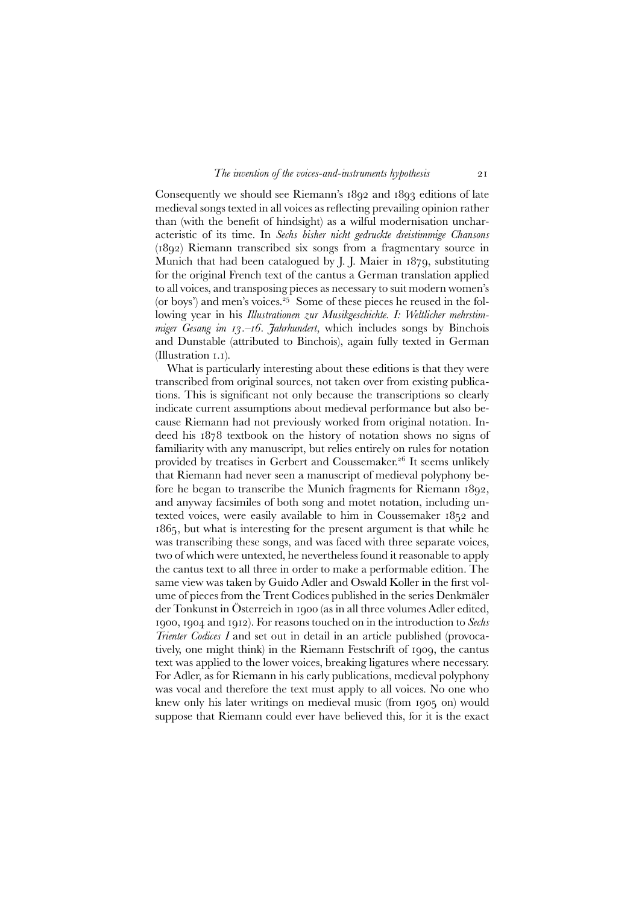Consequently we should see Riemann's 1892 and 1893 editions of late medieval songs texted in all voices as reflecting prevailing opinion rather than (with the benefit of hindsight) as a wilful modernisation uncharacteristic of its time. In *Sechs bisher nicht gedruckte dreistimmige Chansons* (1892) Riemann transcribed six songs from a fragmentary source in Munich that had been catalogued by J. J. Maier in 1879, substituting for the original French text of the cantus a German translation applied to all voices, and transposing pieces as necessary to suit modern women's (or boys') and men's voices.[25] Some of these pieces he reused in the following year in his *Illustrationen zur Musikgeschichte. I: Weltlicher mehrstimmiger Gesang im 13.–16. Jahrhundert*, which includes songs by Binchois and Dunstable (attributed to Binchois), again fully texted in German (Illustration 1.1).

What is particularly interesting about these editions is that they were transcribed from original sources, not taken over from existing publications. This is significant not only because the transcriptions so clearly indicate current assumptions about medieval performance but also because Riemann had not previously worked from original notation. Indeed his 1878 textbook on the history of notation shows no signs of familiarity with any manuscript, but relies entirely on rules for notation provided by treatises in Gerbert and Coussemaker.[26] It seems unlikely that Riemann had never seen a manuscript of medieval polyphony before he began to transcribe the Munich fragments for Riemann 1892, and anyway facsimiles of both song and motet notation, including untexted voices, were easily available to him in Coussemaker 1852 and 1865, but what is interesting for the present argument is that while he was transcribing these songs, and was faced with three separate voices, two of which were untexted, he nevertheless found it reasonable to apply the cantus text to all three in order to make a performable edition. The same view was taken by Guido Adler and Oswald Koller in the first volume of pieces from the Trent Codices published in the series Denkmäler der Tonkunst in Österreich in 1900 (as in all three volumes Adler edited, 1900, 1904 and 1912). For reasons touched on in the introduction to *Sechs Trienter Codices I* and set out in detail in an article published (provocatively, one might think) in the Riemann Festschrift of 1909, the cantus text was applied to the lower voices, breaking ligatures where necessary. For Adler, as for Riemann in his early publications, medieval polyphony was vocal and therefore the text must apply to all voices. No one who knew only his later writings on medieval music (from 1905 on) would suppose that Riemann could ever have believed this, for it is the exact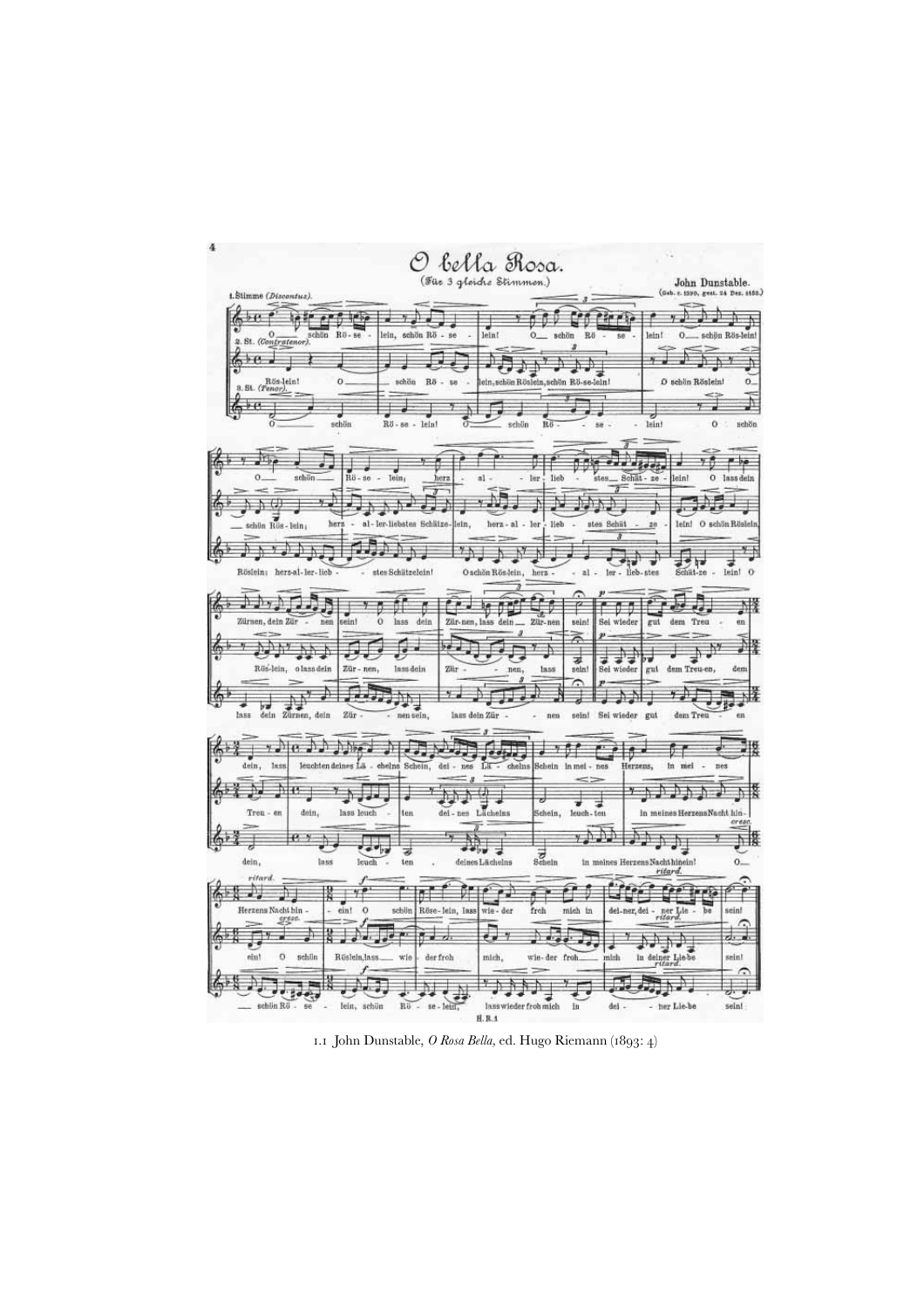1.1 John Dunstable, *O Rosa Bella*, ed. Hugo Riemann (1893: 4)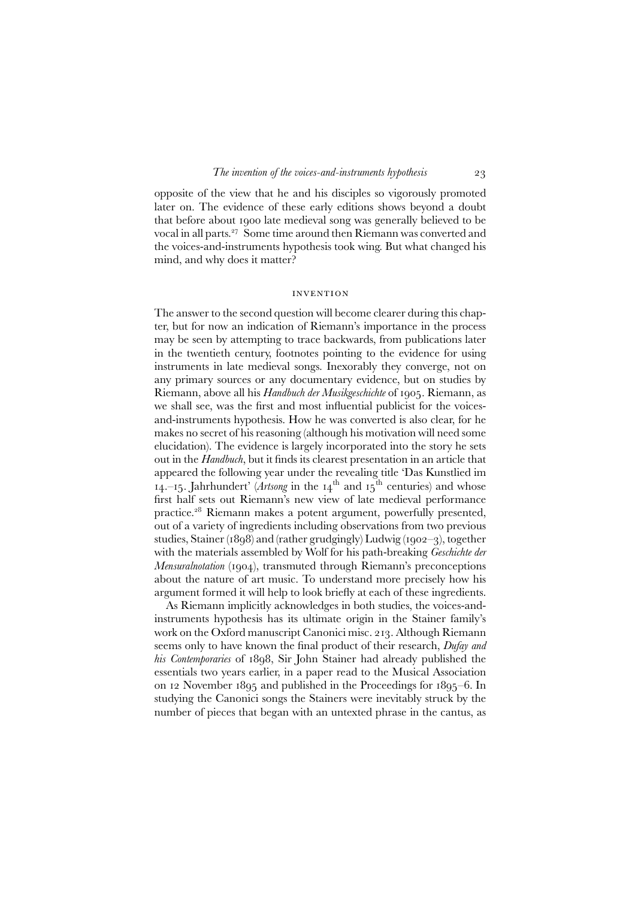opposite of the view that he and his disciples so vigorously promoted later on. The evidence of these early editions shows beyond a doubt that before about 1900 late medieval song was generally believed to be vocal in all parts.[27] Some time around then Riemann was converted and the voices-and-instruments hypothesis took wing. But what changed his mind, and why does it matter?

## INVENTION

The answer to the second question will become clearer during this chapter, but for now an indication of Riemann's importance in the process may be seen by attempting to trace backwards, from publications later in the twentieth century, footnotes pointing to the evidence for using instruments in late medieval songs. Inexorably they converge, not on any primary sources or any documentary evidence, but on studies by Riemann, above all his *Handbuch der Musikgeschichte* of 1905. Riemann, as we shall see, was the first and most influential publicist for the voices-and-instruments hypothesis. How he was converted is also clear, for he makes no secret of his reasoning (although his motivation will need some elucidation). The evidence is largely incorporated into the story he sets out in the *Handbuch*, but it finds its clearest presentation in an article that appeared the following year under the revealing title 'Das Kunstlied im 14.–15. Jahrhundert' (*Artsong* in the 14th and 15th centuries) and whose first half sets out Riemann's new view of late medieval performance practice.[28] Riemann makes a potent argument, powerfully presented, out of a variety of ingredients including observations from two previous studies, Stainer (1898) and (rather grudgingly) Ludwig (1902–3), together with the materials assembled by Wolf for his path-breaking *Geschichte der Mensuralnotation* (1904), transmuted through Riemann's preconceptions about the nature of art music. To understand more precisely how his argument formed it will help to look briefly at each of these ingredients.

As Riemann implicitly acknowledges in both studies, the voices-and-instruments hypothesis has its ultimate origin in the Stainer family's work on the Oxford manuscript Canonici misc. 213. Although Riemann seems only to have known the final product of their research, *Dufay and his Contemporaries* of 1898, Sir John Stainer had already published the essentials two years earlier, in a paper read to the Musical Association on 12 November 1895 and published in the Proceedings for 1895–6. In studying the Canonici songs the Stainers were inevitably struck by the number of pieces that began with an untexted phrase in the cantus, as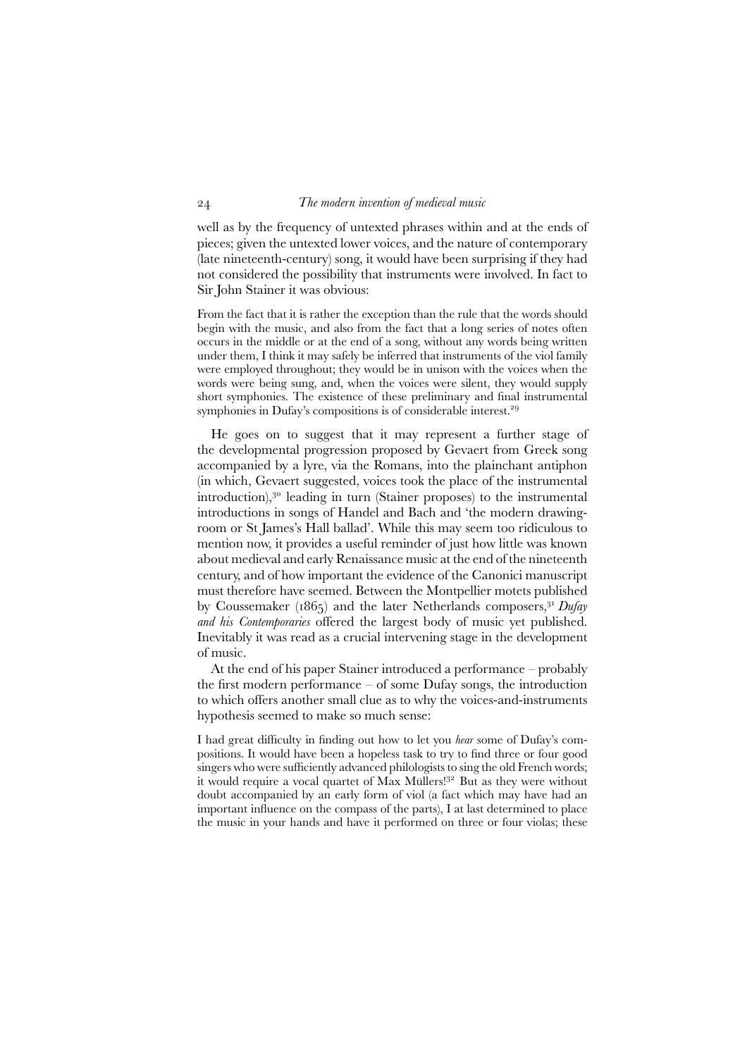well as by the frequency of untexted phrases within and at the ends of pieces; given the untexted lower voices, and the nature of contemporary (late nineteenth-century) song, it would have been surprising if they had not considered the possibility that instruments were involved. In fact to Sir John Stainer it was obvious:

> From the fact that it is rather the exception than the rule that the words should begin with the music, and also from the fact that a long series of notes often occurs in the middle or at the end of a song, without any words being written under them, I think it may safely be inferred that instruments of the viol family were employed throughout; they would be in unison with the voices when the words were being sung, and, when the voices were silent, they would supply short symphonies. The existence of these preliminary and final instrumental symphonies in Dufay's compositions is of considerable interest.[29]

He goes on to suggest that it may represent a further stage of the developmental progression proposed by Gevaert from Greek song accompanied by a lyre, via the Romans, into the plainchant antiphon (in which, Gevaert suggested, voices took the place of the instrumental introduction),[30] leading in turn (Stainer proposes) to the instrumental introductions in songs of Handel and Bach and 'the modern drawing-room or St James's Hall ballad'. While this may seem too ridiculous to mention now, it provides a useful reminder of just how little was known about medieval and early Renaissance music at the end of the nineteenth century, and of how important the evidence of the Canonici manuscript must therefore have seemed. Between the Montpellier motets published by Coussemaker (1865) and the later Netherlands composers,[31] *Dufay and his Contemporaries* offered the largest body of music yet published. Inevitably it was read as a crucial intervening stage in the development of music.

At the end of his paper Stainer introduced a performance – probably the first modern performance – of some Dufay songs, the introduction to which offers another small clue as to why the voices-and-instruments hypothesis seemed to make so much sense:

> I had great difficulty in finding out how to let you *hear* some of Dufay's compositions. It would have been a hopeless task to try to find three or four good singers who were sufficiently advanced philologists to sing the old French words; it would require a vocal quartet of Max Müllers![32] But as they were without doubt accompanied by an early form of viol (a fact which may have had an important influence on the compass of the parts), I at last determined to place the music in your hands and have it performed on three or four violas; these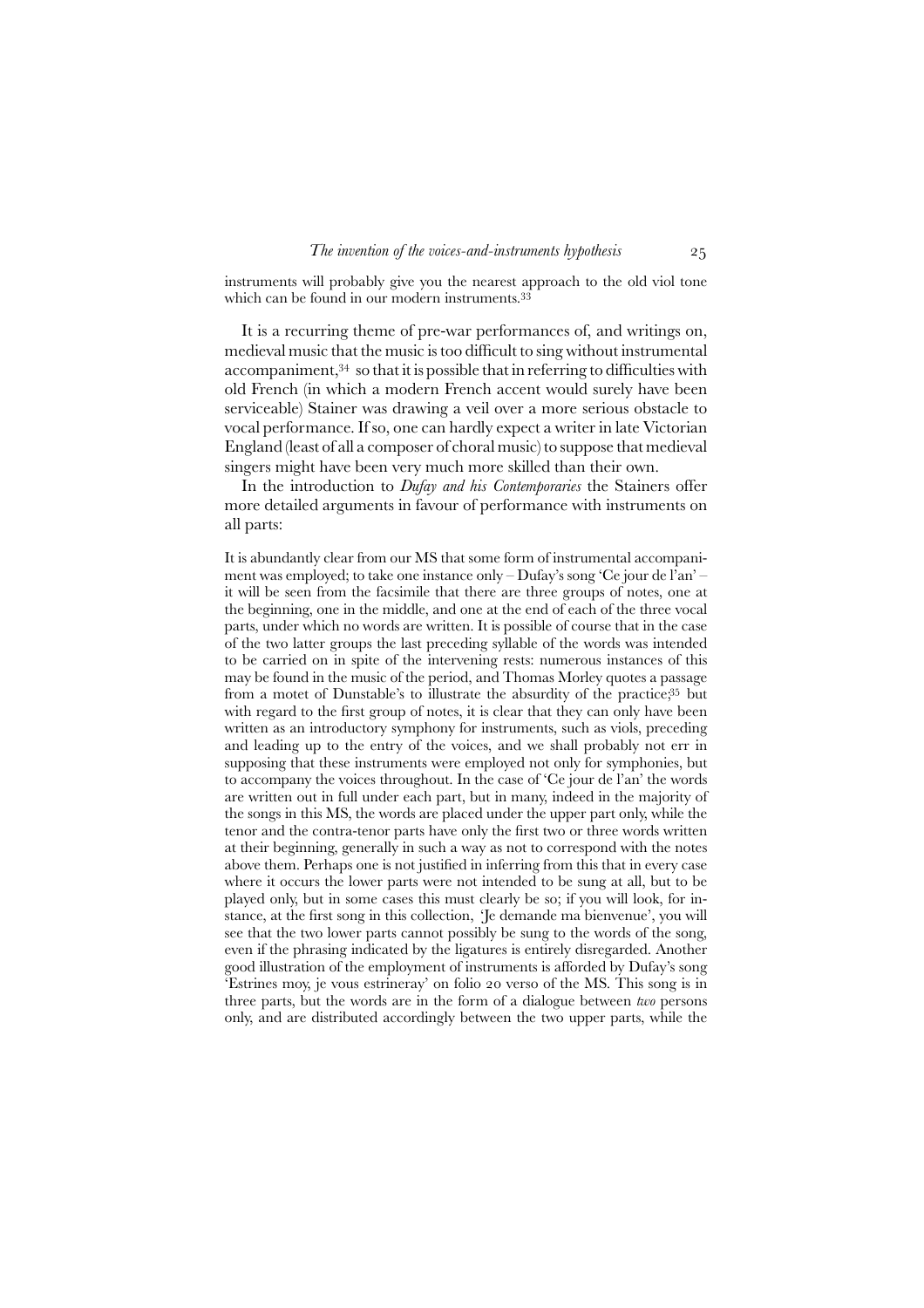instruments will probably give you the nearest approach to the old viol tone which can be found in our modern instruments.[33]

It is a recurring theme of pre-war performances of, and writings on, medieval music that the music is too difficult to sing without instrumental accompaniment,[34] so that it is possible that in referring to difficulties with old French (in which a modern French accent would surely have been serviceable) Stainer was drawing a veil over a more serious obstacle to vocal performance. If so, one can hardly expect a writer in late Victorian England (least of all a composer of choral music) to suppose that medieval singers might have been very much more skilled than their own.

In the introduction to *Dufay and his Contemporaries* the Stainers offer more detailed arguments in favour of performance with instruments on all parts:

It is abundantly clear from our MS that some form of instrumental accompaniment was employed; to take one instance only – Dufay's song 'Ce jour de l'an' – it will be seen from the facsimile that there are three groups of notes, one at the beginning, one in the middle, and one at the end of each of the three vocal parts, under which no words are written. It is possible of course that in the case of the two latter groups the last preceding syllable of the words was intended to be carried on in spite of the intervening rests: numerous instances of this may be found in the music of the period, and Thomas Morley quotes a passage from a motet of Dunstable's to illustrate the absurdity of the practice;[35] but with regard to the first group of notes, it is clear that they can only have been written as an introductory symphony for instruments, such as viols, preceding and leading up to the entry of the voices, and we shall probably not err in supposing that these instruments were employed not only for symphonies, but to accompany the voices throughout. In the case of 'Ce jour de l'an' the words are written out in full under each part, but in many, indeed in the majority of the songs in this MS, the words are placed under the upper part only, while the tenor and the contra-tenor parts have only the first two or three words written at their beginning, generally in such a way as not to correspond with the notes above them. Perhaps one is not justified in inferring from this that in every case where it occurs the lower parts were not intended to be sung at all, but to be played only, but in some cases this must clearly be so; if you will look, for instance, at the first song in this collection, 'Je demande ma bienvenue', you will see that the two lower parts cannot possibly be sung to the words of the song, even if the phrasing indicated by the ligatures is entirely disregarded. Another good illustration of the employment of instruments is afforded by Dufay's song 'Estrines moy, je vous estrineray' on folio 20 verso of the MS. This song is in three parts, but the words are in the form of a dialogue between *two* persons only, and are distributed accordingly between the two upper parts, while the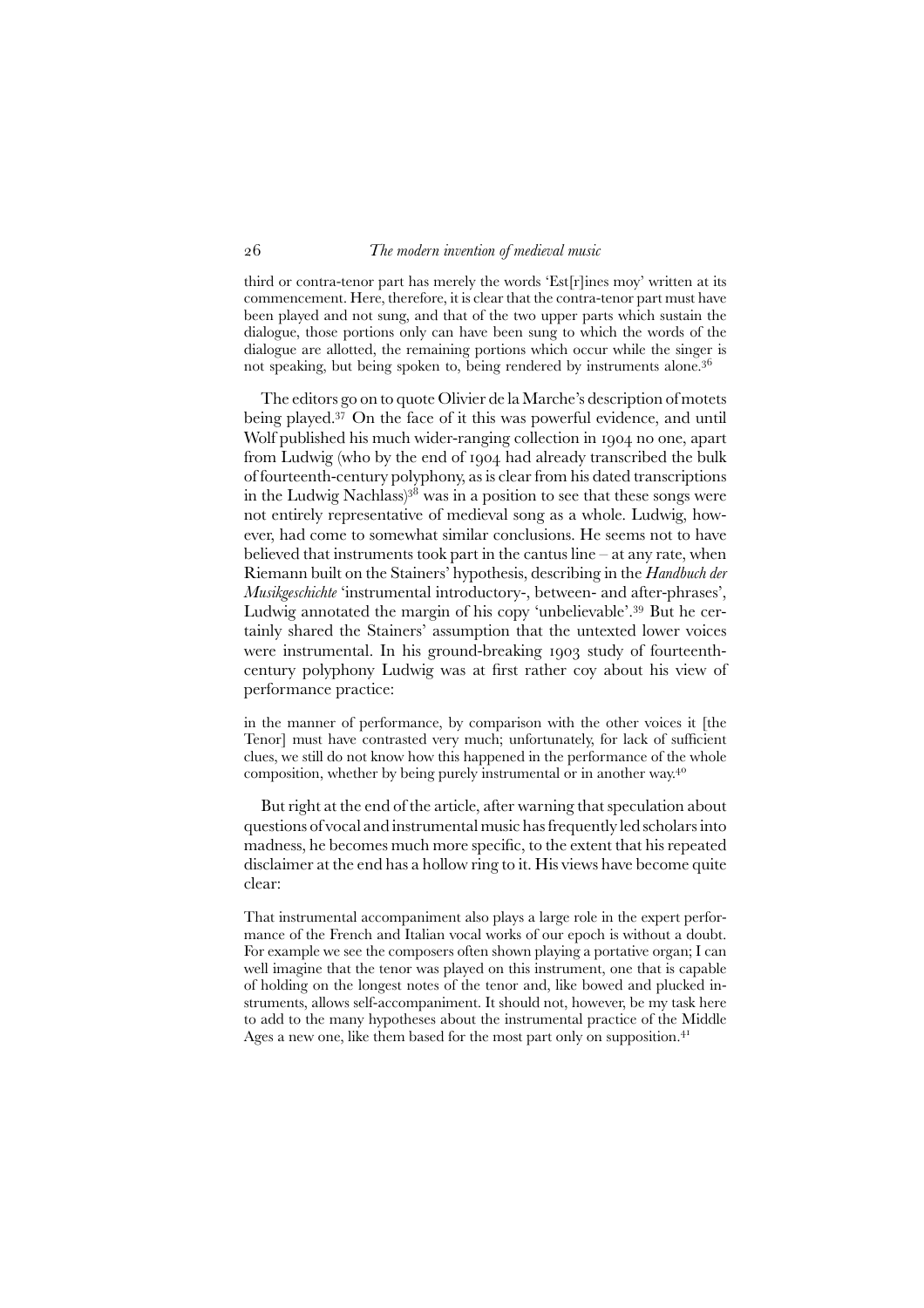third or contra-tenor part has merely the words 'Est[r]ines moy' written at its commencement. Here, therefore, it is clear that the contra-tenor part must have been played and not sung, and that of the two upper parts which sustain the dialogue, those portions only can have been sung to which the words of the dialogue are allotted, the remaining portions which occur while the singer is not speaking, but being spoken to, being rendered by instruments alone.[36]

The editors go on to quote Olivier de la Marche's description of motets being played.[37] On the face of it this was powerful evidence, and until Wolf published his much wider-ranging collection in 1904 no one, apart from Ludwig (who by the end of 1904 had already transcribed the bulk of fourteenth-century polyphony, as is clear from his dated transcriptions in the Ludwig Nachlass)[38] was in a position to see that these songs were not entirely representative of medieval song as a whole. Ludwig, however, had come to somewhat similar conclusions. He seems not to have believed that instruments took part in the cantus line – at any rate, when Riemann built on the Stainers' hypothesis, describing in the *Handbuch der Musikgeschichte* 'instrumental introductory-, between- and after-phrases', Ludwig annotated the margin of his copy 'unbelievable'.[39] But he certainly shared the Stainers' assumption that the untexted lower voices were instrumental. In his ground-breaking 1903 study of fourteenth-century polyphony Ludwig was at first rather coy about his view of performance practice:

> in the manner of performance, by comparison with the other voices it [the Tenor] must have contrasted very much; unfortunately, for lack of sufficient clues, we still do not know how this happened in the performance of the whole composition, whether by being purely instrumental or in another way.[40]

But right at the end of the article, after warning that speculation about questions of vocal and instrumental music has frequently led scholars into madness, he becomes much more specific, to the extent that his repeated disclaimer at the end has a hollow ring to it. His views have become quite clear:

> That instrumental accompaniment also plays a large role in the expert performance of the French and Italian vocal works of our epoch is without a doubt. For example we see the composers often shown playing a portative organ; I can well imagine that the tenor was played on this instrument, one that is capable of holding on the longest notes of the tenor and, like bowed and plucked instruments, allows self-accompaniment. It should not, however, be my task here to add to the many hypotheses about the instrumental practice of the Middle Ages a new one, like them based for the most part only on supposition.[41]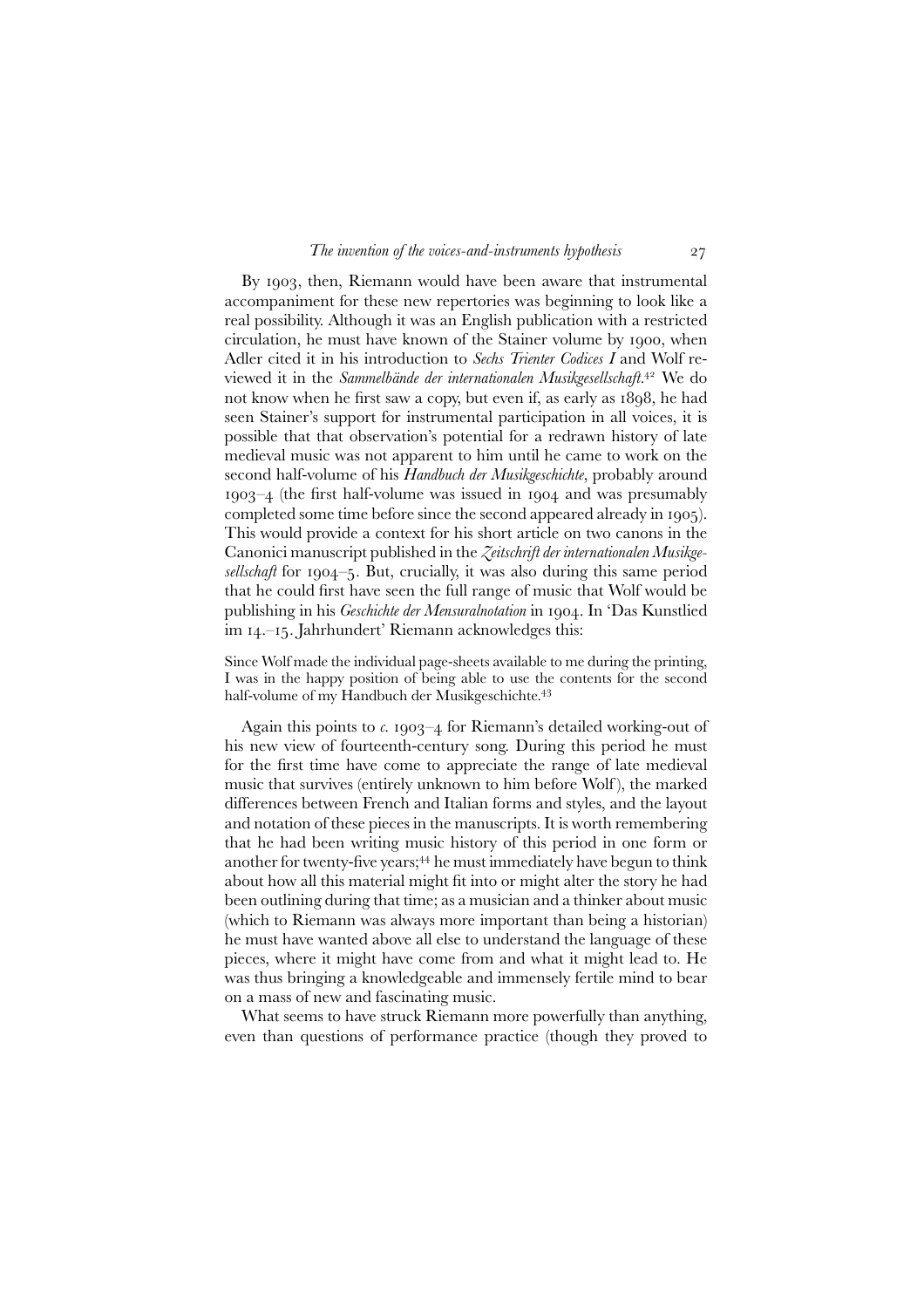By 1903, then, Riemann would have been aware that instrumental accompaniment for these new repertories was beginning to look like a real possibility. Although it was an English publication with a restricted circulation, he must have known of the Stainer volume by 1900, when Adler cited it in his introduction to *Sechs Trienter Codices I* and Wolf reviewed it in the *Sammelbände der internationalen Musikgesellschaft*.[42] We do not know when he first saw a copy, but even if, as early as 1898, he had seen Stainer's support for instrumental participation in all voices, it is possible that that observation's potential for a redrawn history of late medieval music was not apparent to him until he came to work on the second half-volume of his *Handbuch der Musikgeschichte*, probably around 1903–4 (the first half-volume was issued in 1904 and was presumably completed some time before since the second appeared already in 1905). This would provide a context for his short article on two canons in the Canonici manuscript published in the *Zeitschrift der internationalen Musikgesellschaft* for 1904–5. But, crucially, it was also during this same period that he could first have seen the full range of music that Wolf would be publishing in his *Geschichte der Mensuralnotation* in 1904. In 'Das Kunstlied im 14.–15. Jahrhundert' Riemann acknowledges this:

> Since Wolf made the individual page-sheets available to me during the printing, I was in the happy position of being able to use the contents for the second half-volume of my Handbuch der Musikgeschichte.[43]

Again this points to *c.* 1903–4 for Riemann's detailed working-out of his new view of fourteenth-century song. During this period he must for the first time have come to appreciate the range of late medieval music that survives (entirely unknown to him before Wolf), the marked differences between French and Italian forms and styles, and the layout and notation of these pieces in the manuscripts. It is worth remembering that he had been writing music history of this period in one form or another for twenty-five years;[44] he must immediately have begun to think about how all this material might fit into or might alter the story he had been outlining during that time; as a musician and a thinker about music (which to Riemann was always more important than being a historian) he must have wanted above all else to understand the language of these pieces, where it might have come from and what it might lead to. He was thus bringing a knowledgeable and immensely fertile mind to bear on a mass of new and fascinating music.

What seems to have struck Riemann more powerfully than anything, even than questions of performance practice (though they proved to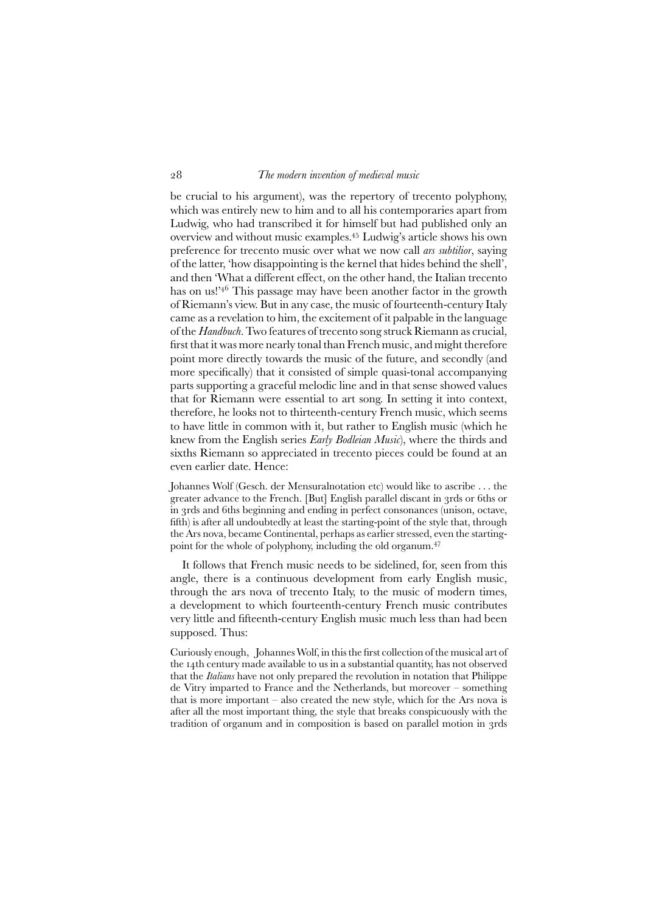be crucial to his argument), was the repertory of trecento polyphony, which was entirely new to him and to all his contemporaries apart from Ludwig, who had transcribed it for himself but had published only an overview and without music examples.[45] Ludwig's article shows his own preference for trecento music over what we now call *ars subtilior*, saying of the latter, 'how disappointing is the kernel that hides behind the shell', and then 'What a different effect, on the other hand, the Italian trecento has on us!'[46] This passage may have been another factor in the growth of Riemann's view. But in any case, the music of fourteenth-century Italy came as a revelation to him, the excitement of it palpable in the language of the *Handbuch*. Two features of trecento song struck Riemann as crucial, first that it was more nearly tonal than French music, and might therefore point more directly towards the music of the future, and secondly (and more specifically) that it consisted of simple quasi-tonal accompanying parts supporting a graceful melodic line and in that sense showed values that for Riemann were essential to art song. In setting it into context, therefore, he looks not to thirteenth-century French music, which seems to have little in common with it, but rather to English music (which he knew from the English series *Early Bodleian Music*), where the thirds and sixths Riemann so appreciated in trecento pieces could be found at an even earlier date. Hence:

> Johannes Wolf (Gesch. der Mensuralnotation etc) would like to ascribe . . . the greater advance to the French. [But] English parallel discant in 3rds or 6ths or in 3rds and 6ths beginning and ending in perfect consonances (unison, octave, fifth) is after all undoubtedly at least the starting-point of the style that, through the Ars nova, became Continental, perhaps as earlier stressed, even the starting-point for the whole of polyphony, including the old organum.[47]

It follows that French music needs to be sidelined, for, seen from this angle, there is a continuous development from early English music, through the ars nova of trecento Italy, to the music of modern times, a development to which fourteenth-century French music contributes very little and fifteenth-century English music much less than had been supposed. Thus:

> Curiously enough, Johannes Wolf, in this the first collection of the musical art of the 14th century made available to us in a substantial quantity, has not observed that the *Italians* have not only prepared the revolution in notation that Philippe de Vitry imparted to France and the Netherlands, but moreover – something that is more important – also created the new style, which for the Ars nova is after all the most important thing, the style that breaks conspicuously with the tradition of organum and in composition is based on parallel motion in 3rds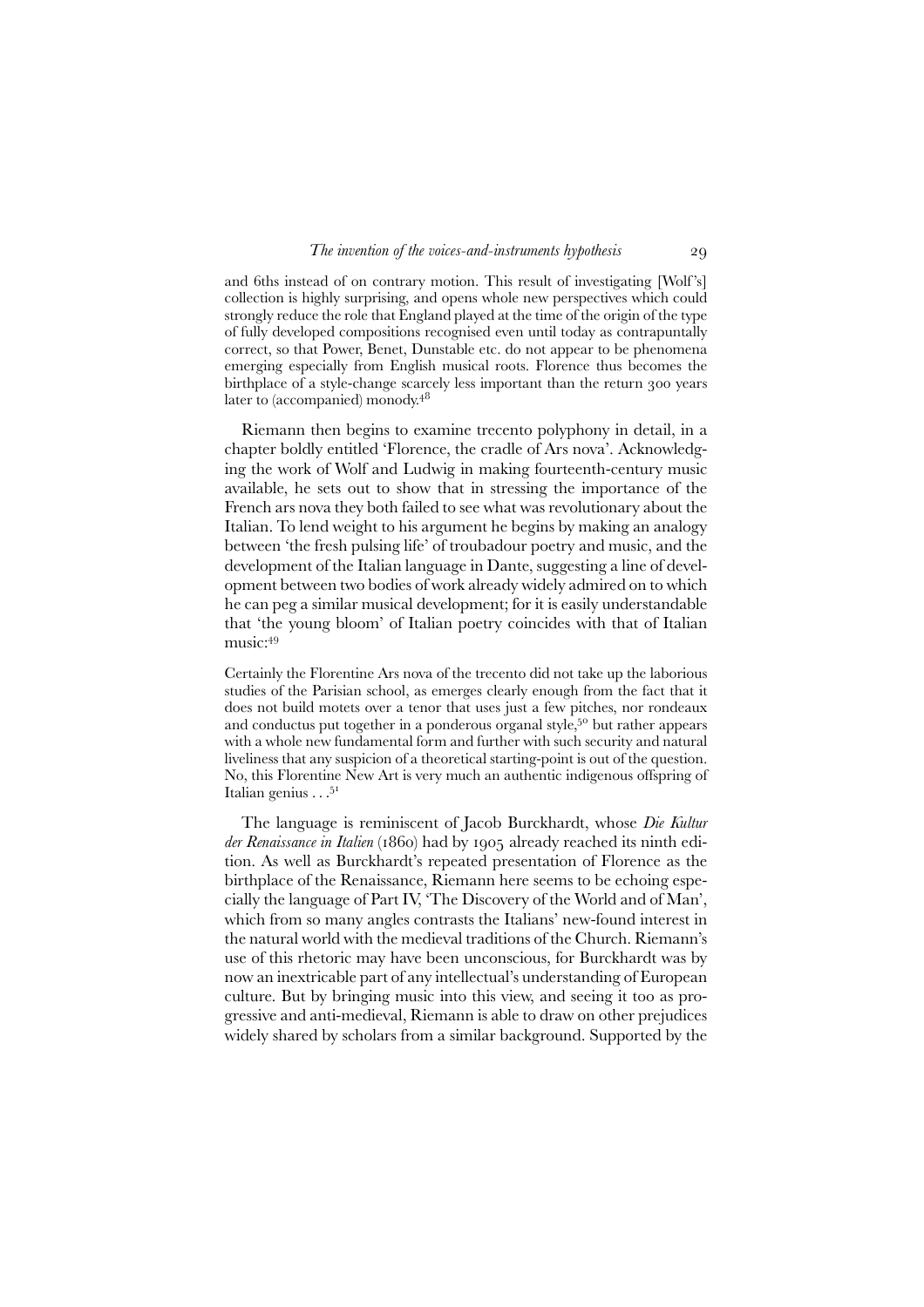and 6ths instead of on contrary motion. This result of investigating [Wolf's] collection is highly surprising, and opens whole new perspectives which could strongly reduce the role that England played at the time of the origin of the type of fully developed compositions recognised even until today as contrapuntally correct, so that Power, Benet, Dunstable etc. do not appear to be phenomena emerging especially from English musical roots. Florence thus becomes the birthplace of a style-change scarcely less important than the return 300 years later to (accompanied) monody.[48]

Riemann then begins to examine trecento polyphony in detail, in a chapter boldly entitled 'Florence, the cradle of Ars nova'. Acknowledging the work of Wolf and Ludwig in making fourteenth-century music available, he sets out to show that in stressing the importance of the French ars nova they both failed to see what was revolutionary about the Italian. To lend weight to his argument he begins by making an analogy between 'the fresh pulsing life' of troubadour poetry and music, and the development of the Italian language in Dante, suggesting a line of development between two bodies of work already widely admired on to which he can peg a similar musical development; for it is easily understandable that 'the young bloom' of Italian poetry coincides with that of Italian music:[49]

Certainly the Florentine Ars nova of the trecento did not take up the laborious studies of the Parisian school, as emerges clearly enough from the fact that it does not build motets over a tenor that uses just a few pitches, nor rondeaux and conductus put together in a ponderous organal style,[50] but rather appears with a whole new fundamental form and further with such security and natural liveliness that any suspicion of a theoretical starting-point is out of the question. No, this Florentine New Art is very much an authentic indigenous offspring of Italian genius . . .[51]

The language is reminiscent of Jacob Burckhardt, whose *Die Kultur der Renaissance in Italien* (1860) had by 1905 already reached its ninth edition. As well as Burckhardt's repeated presentation of Florence as the birthplace of the Renaissance, Riemann here seems to be echoing especially the language of Part IV, 'The Discovery of the World and of Man', which from so many angles contrasts the Italians' new-found interest in the natural world with the medieval traditions of the Church. Riemann's use of this rhetoric may have been unconscious, for Burckhardt was by now an inextricable part of any intellectual's understanding of European culture. But by bringing music into this view, and seeing it too as progressive and anti-medieval, Riemann is able to draw on other prejudices widely shared by scholars from a similar background. Supported by the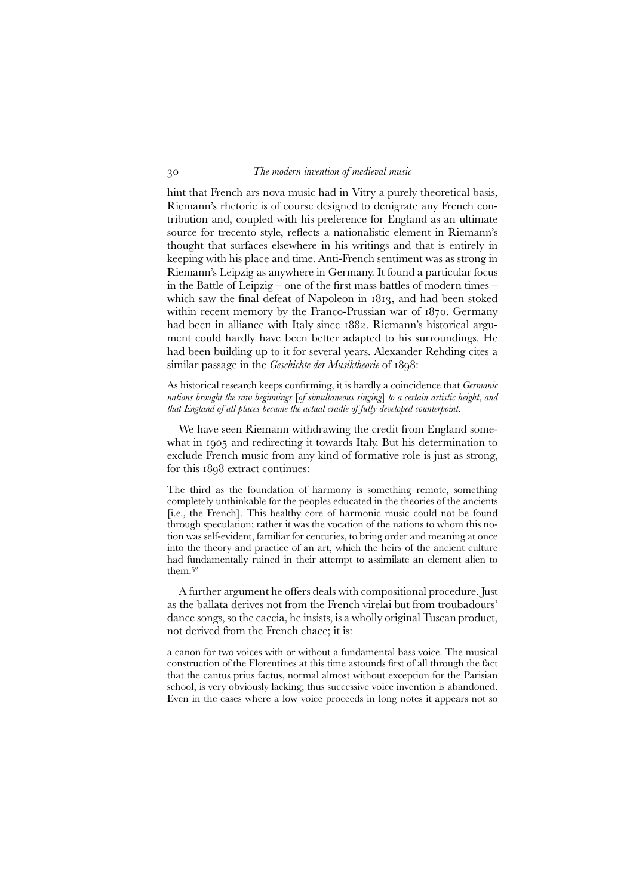hint that French ars nova music had in Vitry a purely theoretical basis, Riemann's rhetoric is of course designed to denigrate any French contribution and, coupled with his preference for England as an ultimate source for trecento style, reflects a nationalistic element in Riemann's thought that surfaces elsewhere in his writings and that is entirely in keeping with his place and time. Anti-French sentiment was as strong in Riemann's Leipzig as anywhere in Germany. It found a particular focus in the Battle of Leipzig – one of the first mass battles of modern times – which saw the final defeat of Napoleon in 1813, and had been stoked within recent memory by the Franco-Prussian war of 1870. Germany had been in alliance with Italy since 1882. Riemann's historical argument could hardly have been better adapted to his surroundings. He had been building up to it for several years. Alexander Rehding cites a similar passage in the *Geschichte der Musiktheorie* of 1898:

> As historical research keeps confirming, it is hardly a coincidence that *Germanic nations brought the raw beginnings* [*of simultaneous singing*] *to a certain artistic height, and that England of all places became the actual cradle of fully developed counterpoint.*

We have seen Riemann withdrawing the credit from England somewhat in 1905 and redirecting it towards Italy. But his determination to exclude French music from any kind of formative role is just as strong, for this 1898 extract continues:

> The third as the foundation of harmony is something remote, something completely unthinkable for the peoples educated in the theories of the ancients [i.e., the French]. This healthy core of harmonic music could not be found through speculation; rather it was the vocation of the nations to whom this notion was self-evident, familiar for centuries, to bring order and meaning at once into the theory and practice of an art, which the heirs of the ancient culture had fundamentally ruined in their attempt to assimilate an element alien to them.[52]

A further argument he offers deals with compositional procedure. Just as the ballata derives not from the French virelai but from troubadours' dance songs, so the caccia, he insists, is a wholly original Tuscan product, not derived from the French chace; it is:

> a canon for two voices with or without a fundamental bass voice. The musical construction of the Florentines at this time astounds first of all through the fact that the cantus prius factus, normal almost without exception for the Parisian school, is very obviously lacking; thus successive voice invention is abandoned. Even in the cases where a low voice proceeds in long notes it appears not so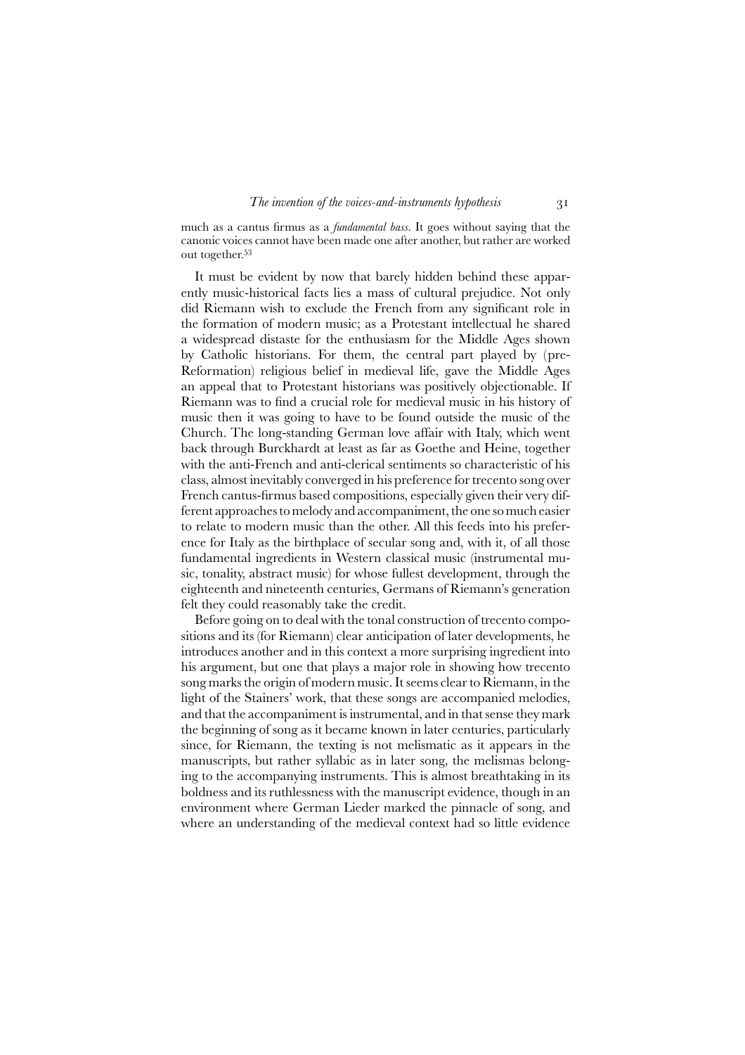much as a cantus firmus as a *fundamental bass*. It goes without saying that the canonic voices cannot have been made one after another, but rather are worked out together.[53]

It must be evident by now that barely hidden behind these apparently music-historical facts lies a mass of cultural prejudice. Not only did Riemann wish to exclude the French from any significant role in the formation of modern music; as a Protestant intellectual he shared a widespread distaste for the enthusiasm for the Middle Ages shown by Catholic historians. For them, the central part played by (pre-Reformation) religious belief in medieval life, gave the Middle Ages an appeal that to Protestant historians was positively objectionable. If Riemann was to find a crucial role for medieval music in his history of music then it was going to have to be found outside the music of the Church. The long-standing German love affair with Italy, which went back through Burckhardt at least as far as Goethe and Heine, together with the anti-French and anti-clerical sentiments so characteristic of his class, almost inevitably converged in his preference for trecento song over French cantus-firmus based compositions, especially given their very different approaches to melody and accompaniment, the one so much easier to relate to modern music than the other. All this feeds into his preference for Italy as the birthplace of secular song and, with it, of all those fundamental ingredients in Western classical music (instrumental music, tonality, abstract music) for whose fullest development, through the eighteenth and nineteenth centuries, Germans of Riemann's generation felt they could reasonably take the credit.

Before going on to deal with the tonal construction of trecento compositions and its (for Riemann) clear anticipation of later developments, he introduces another and in this context a more surprising ingredient into his argument, but one that plays a major role in showing how trecento song marks the origin of modern music. It seems clear to Riemann, in the light of the Stainers' work, that these songs are accompanied melodies, and that the accompaniment is instrumental, and in that sense they mark the beginning of song as it became known in later centuries, particularly since, for Riemann, the texting is not melismatic as it appears in the manuscripts, but rather syllabic as in later song, the melismas belonging to the accompanying instruments. This is almost breathtaking in its boldness and its ruthlessness with the manuscript evidence, though in an environment where German Lieder marked the pinnacle of song, and where an understanding of the medieval context had so little evidence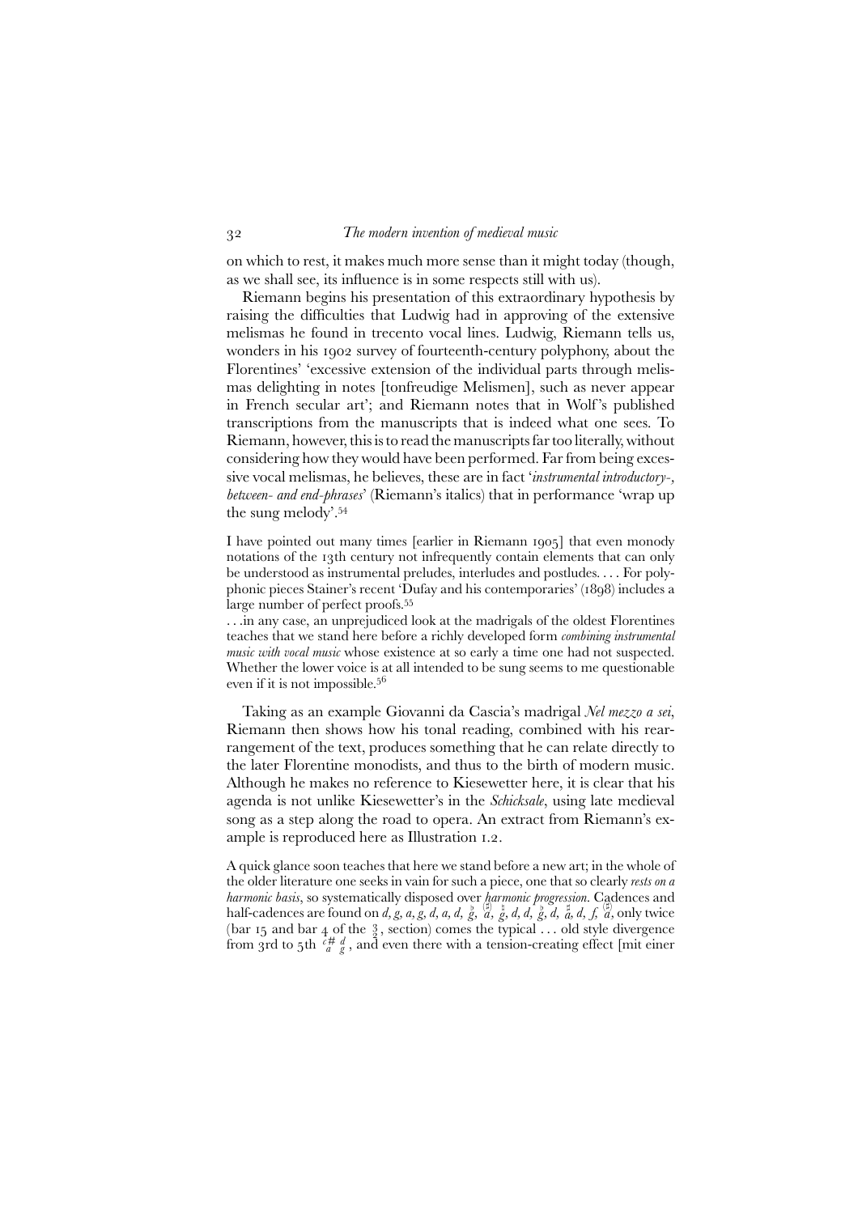on which to rest, it makes much more sense than it might today (though, as we shall see, its influence is in some respects still with us).

Riemann begins his presentation of this extraordinary hypothesis by raising the difficulties that Ludwig had in approving of the extensive melismas he found in trecento vocal lines. Ludwig, Riemann tells us, wonders in his 1902 survey of fourteenth-century polyphony, about the Florentines' 'excessive extension of the individual parts through melismas delighting in notes [tonfreudige Melismen], such as never appear in French secular art'; and Riemann notes that in Wolf's published transcriptions from the manuscripts that is indeed what one sees. To Riemann, however, this is to read the manuscripts far too literally, without considering how they would have been performed. Far from being excessive vocal melismas, he believes, these are in fact '*instrumental introductory-, between- and end-phrases*' (Riemann's italics) that in performance 'wrap up the sung melody'.[54]

> I have pointed out many times [earlier in Riemann 1905] that even monody notations of the 13th century not infrequently contain elements that can only be understood as instrumental preludes, interludes and postludes. . . . For polyphonic pieces Stainer's recent 'Dufay and his contemporaries' (1898) includes a large number of perfect proofs.[55]
>
> . . .in any case, an unprejudiced look at the madrigals of the oldest Florentines teaches that we stand here before a richly developed form *combining instrumental music with vocal music* whose existence at so early a time one had not suspected. Whether the lower voice is at all intended to be sung seems to me questionable even if it is not impossible.[56]

Taking as an example Giovanni da Cascia's madrigal *Nel mezzo a sei*, Riemann then shows how his tonal reading, combined with his rearrangement of the text, produces something that he can relate directly to the later Florentine monodists, and thus to the birth of modern music. Although he makes no reference to Kiesewetter here, it is clear that his agenda is not unlike Kiesewetter's in the *Schicksale*, using late medieval song as a step along the road to opera. An extract from Riemann's example is reproduced here as Illustration 1.2.

> A quick glance soon teaches that here we stand before a new art; in the whole of the older literature one seeks in vain for such a piece, one that so clearly *rests on a harmonic basis*, so systematically disposed over *harmonic progression*. Cadences and half-cadences are found on *d, g, a, g, d, a, d,* $\overset{\flat}{g}$, $\overset{(\sharp)}{a}$, $\overset{\natural}{g}$, *d, d,* $\overset{\flat}{g}$, *d,* $\overset{\sharp}{a}$, *d, f,* $\overset{(\sharp)}{a}$, only twice (bar 15 and bar 4 of the $\frac{3}{2}$, section) comes the typical . . . old style divergence from 3rd to 5th $\frac{c\sharp}{a}\,\frac{d}{g}$, and even there with a tension-creating effect [mit einer